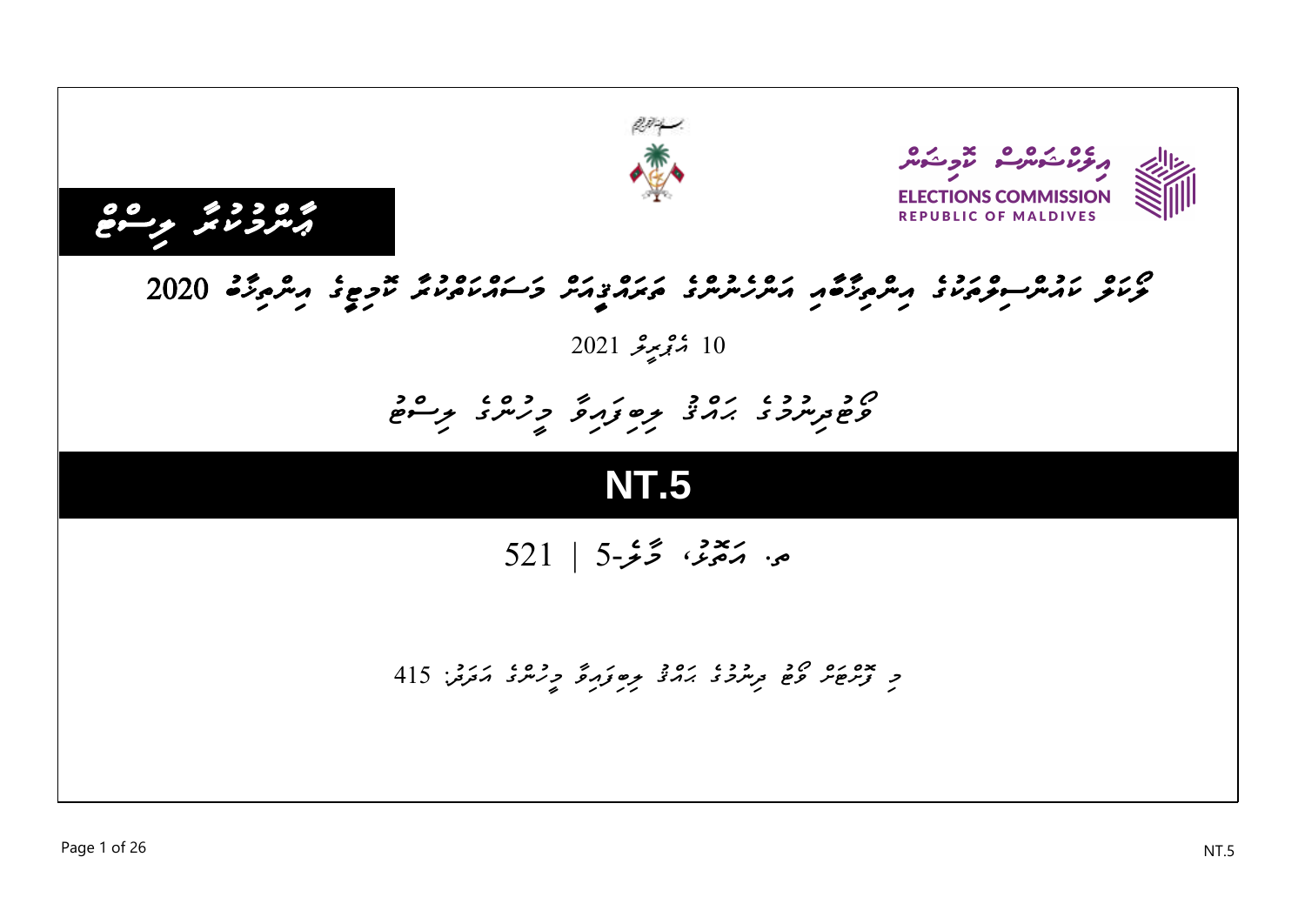އިލެކްޝަންސް ކޮމިޝަން

ELECTIONS COMMISSION
REPUBLIC OF MALDIVES

އާންމުކުރާ ލިސްޓު

# ލޯކަލް ކައުންސިލްތަކުގެ އިންތިޚާބާއި އަންހެނުންގެ ތަރައްޤީއަށް މަސައްކަތްކުރާ ކޮމިޓީގެ އިންތިޚާބު 2020

10 އެޕްރީލް 2021

ވޯޓުދިނުމުގެ ޙައްޤު ލިބިފައިވާ މީހުންގެ ލިސްޓު

# NT.5

ށ. އަތޮޅު، މާލެ-5 | 521

މި ފޯމުގައި ވޯޓު ދިނުމުގެ ޙައްޤު ލިބިފައިވާ މީހުންގެ އަދަދު: 415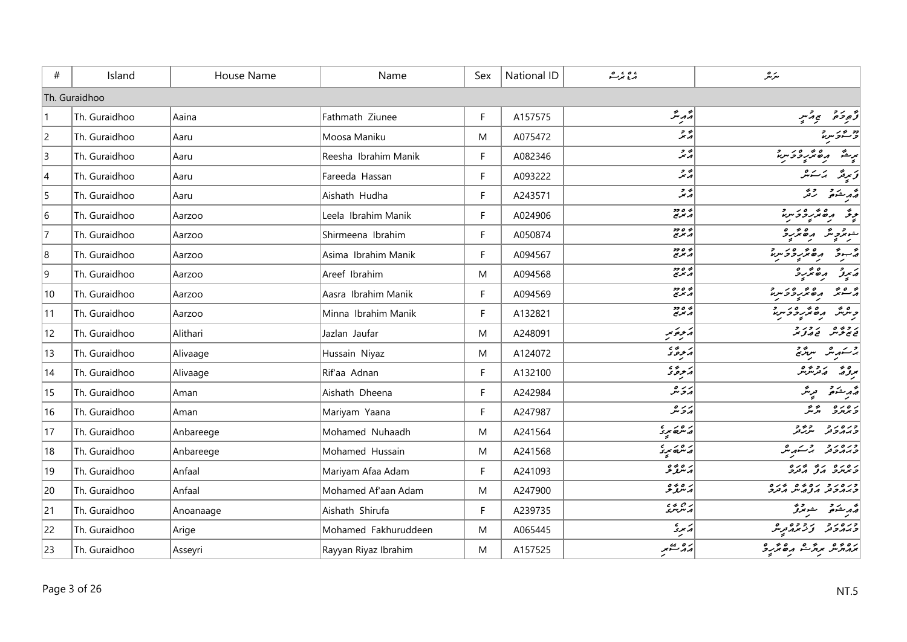| # | Island | House Name | Name | Sex | National ID | ގެއެގުރެ | ނަން |
|---|---|---|---|---|---|---|---|
| Th. Guraidhoo | | | | | | | |
| 1 | Th. Guraidhoo | Aaina | Fathmath Ziunee | F | A157575 | އާއިނާ | ފާތިމަތު ޒިއުނީ |
| 2 | Th. Guraidhoo | Aaru | Moosa Maniku | M | A075472 | އާރު | މޫސާމަނިކު |
| 3 | Th. Guraidhoo | Aaru | Reesha Ibrahim Manik | F | A082346 | އާރު | ރީޝާ އިބްރާހީމްމަނިކު |
| 4 | Th. Guraidhoo | Aaru | Fareeda Hassan | F | A093222 | އާރު | ފަރީދާ ހަސަން |
| 5 | Th. Guraidhoo | Aaru | Aishath Hudha | F | A243571 | އާރު | އާއިޝަތު ހުދާ |
| 6 | Th. Guraidhoo | Aarzoo | Leela Ibrahim Manik | F | A024906 | އާރޒޫ | ލީލާ އިބްރާހީމްމަނިކު |
| 7 | Th. Guraidhoo | Aarzoo | Shirmeena Ibrahim | F | A050874 | އާރޒޫ | ޝިރުމީނާ އިބްރާހީމް |
| 8 | Th. Guraidhoo | Aarzoo | Asima Ibrahim Manik | F | A094567 | އާރޒޫ | އާސިމާ އިބްރާހީމްމަނިކު |
| 9 | Th. Guraidhoo | Aarzoo | Areef Ibrahim | M | A094568 | އާރޒޫ | އަރީފު އިބްރާހީމް |
| 10 | Th. Guraidhoo | Aarzoo | Aasra Ibrahim Manik | F | A094569 | އާރޒޫ | އާސްރާ އިބްރާހީމްމަނިކު |
| 11 | Th. Guraidhoo | Aarzoo | Minna Ibrahim Manik | F | A132821 | އާރޒޫ | މިންނާ އިބްރާހީމްމަނިކު |
| 12 | Th. Guraidhoo | Alithari | Jazlan Jaufar | M | A248091 | އަލިތަރި | ޖަޒްލާން ޖައުފަރު |
| 13 | Th. Guraidhoo | Alivaage | Hussain Niyaz | M | A124072 | އަލިވާގެ | ހުސައިން ނިޔާޒް |
| 14 | Th. Guraidhoo | Alivaage | Rif'aa Adnan | F | A132100 | އަލިވާގެ | ރިފްއާ އަދުނާން |
| 15 | Th. Guraidhoo | Aman | Aishath Dheena | F | A242984 | އަމަން | އާއިޝަތު ދީނާ |
| 16 | Th. Guraidhoo | Aman | Mariyam Yaana | F | A247987 | އަމަން | މަރިޔަމް ޔާނާ |
| 17 | Th. Guraidhoo | Anbareege | Mohamed Nuhaadh | M | A241564 | އަންބަރީގެ | މުހައްމަދު ނުހާދު |
| 18 | Th. Guraidhoo | Anbareege | Mohamed Hussain | M | A241568 | އަންބަރީގެ | މުހައްމަދު ހުސައިން |
| 19 | Th. Guraidhoo | Anfaal | Mariyam Afaa Adam | F | A241093 | އަންފާލް | މަރިޔަމް އަފާ އާދަމް |
| 20 | Th. Guraidhoo | Anfaal | Mohamed Af'aan Adam | M | A247900 | އަންފާލް | މުހައްމަދު އަފްއާން އާދަމް |
| 21 | Th. Guraidhoo | Anoanaage | Aishath Shirufa | F | A239735 | އަނޯނާގެ | އާއިޝަތު ޝިރުފާ |
| 22 | Th. Guraidhoo | Arige | Mohamed Fakhuruddeen | M | A065445 | އަރިގެ | މުހައްމަދު ފަޚުރުއްދީން |
| 23 | Th. Guraidhoo | Asseyri | Rayyan Riyaz Ibrahim | M | A157525 | އައްސޭރި | ރައްޔާން ރިޔާޒް އިބްރާހީމް |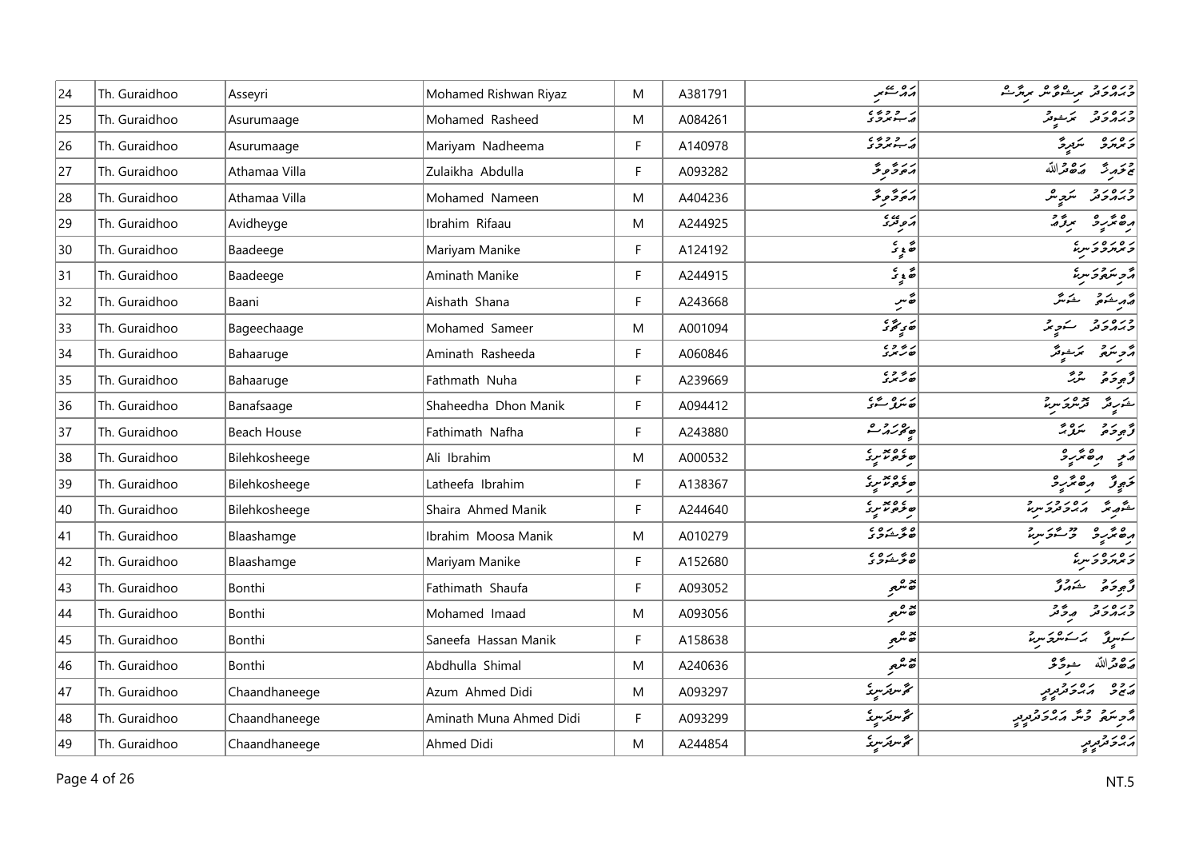| 24 | Th. Guraidhoo | Asseyri | Mohamed Rishwan Riyaz | M | A381791 | އައްސޭރި | މުޙައްމަދު ރިޝްވާން ރިޔާޒް |
|---|---|---|---|---|---|---|---|
| 25 | Th. Guraidhoo | Asurumaage | Mohamed Rasheed | M | A084261 | އަސުރުމާގެ | މުޙައްމަދު ރަޝީދު |
| 26 | Th. Guraidhoo | Asurumaage | Mariyam Nadheema | F | A140978 | އަސުރުމާގެ | މަރިޔަމް ނަދީމާ |
| 27 | Th. Guraidhoo | Athamaa Villa | Zulaikha Abdulla | F | A093282 | އަތަމާވިލާ | ޒުލައިޚާ އަބްދުﷲ |
| 28 | Th. Guraidhoo | Athamaa Villa | Mohamed Nameen | M | A404236 | އަތަމާވިލާ | މުޙައްމަދު ނަމީން |
| 29 | Th. Guraidhoo | Avidheyge | Ibrahim Rifaau | M | A244925 | އަވިދޭގެ | އިބްރާހީމް ރިފާއު |
| 30 | Th. Guraidhoo | Baadeege | Mariyam Manike | F | A124192 | ބާދީގެ | މަރިޔަމްމަނިކެ |
| 31 | Th. Guraidhoo | Baadeege | Aminath Manike | F | A244915 | ބާދީގެ | އާމިނަތުމަނިކެ |
| 32 | Th. Guraidhoo | Baani | Aishath Shana | F | A243668 | ބާނި | އައިޝަތު ޝަނާ |
| 33 | Th. Guraidhoo | Bageechaage | Mohamed Sameer | M | A001094 | ބަގީޗާގެ | މުޙައްމަދު ސަމީރު |
| 34 | Th. Guraidhoo | Bahaaruge | Aminath Rasheeda | F | A060846 | ބަހާރުގެ | އާމިނަތު ރަޝީދާ |
| 35 | Th. Guraidhoo | Bahaaruge | Fathmath Nuha | F | A239669 | ބަހާރުގެ | ފާތިމަތު ނުހާ |
| 36 | Th. Guraidhoo | Banafsaage | Shaheedha Dhon Manik | F | A094412 | ބަނަފްސާގެ | ޝަހީދާ ދޮންމަނިކު |
| 37 | Th. Guraidhoo | Beach House | Fathimath Nafha | F | A243880 | ބީޗްހައުސް | ފާތިމަތު ނަފްހާ |
| 38 | Th. Guraidhoo | Bilehkosheege | Ali Ibrahim | M | A000532 | ބިލެހްކޮށީގެ | އަލި އިބްރާހީމް |
| 39 | Th. Guraidhoo | Bilehkosheege | Latheefa Ibrahim | F | A138367 | ބިލެހްކޮށީގެ | ލަޠީފާ އިބްރާހީމް |
| 40 | Th. Guraidhoo | Bilehkosheege | Shaira Ahmed Manik | F | A244640 | ބިލެހްކޮށީގެ | ށާއިރާ އަހްމަދުމަނިކު |
| 41 | Th. Guraidhoo | Blaashamge | Ibrahim Moosa Manik | M | A010279 | ބްލާޝަމްގެ | އިބްރާހީމް މޫސާމަނިކު |
| 42 | Th. Guraidhoo | Blaashamge | Mariyam Manike | F | A152680 | ބްލާޝަމްގެ | މަރިޔަމްމަނިކެ |
| 43 | Th. Guraidhoo | Bonthi | Fathimath Shaufa | F | A093052 | ބޮންތި | ފާތިމަތު ޝައުފާ |
| 44 | Th. Guraidhoo | Bonthi | Mohamed Imaad | M | A093056 | ބޮންތި | މުޙައްމަދު އިމާދު |
| 45 | Th. Guraidhoo | Bonthi | Saneefa Hassan Manik | F | A158638 | ބޮންތި | ސަނީފާ ހަސަންމަނިކު |
| 46 | Th. Guraidhoo | Bonthi | Abdhulla Shimal | M | A240636 | ބޮންތި | އަބްދުﷲ ޝިމާލް |
| 47 | Th. Guraidhoo | Chaandhaneege | Azum Ahmed Didi | M | A093297 | ޗާނދަނީގެ | އަޒުމް އަހްމަދުދީދީ |
| 48 | Th. Guraidhoo | Chaandhaneege | Aminath Muna Ahmed Didi | F | A093299 | ޗާނދަނީގެ | އާމިނަތު މުނާ އަހްމަދުދީދީ |
| 49 | Th. Guraidhoo | Chaandhaneege | Ahmed Didi | M | A244854 | ޗާނދަނީގެ | އަހްމަދުދީދީ |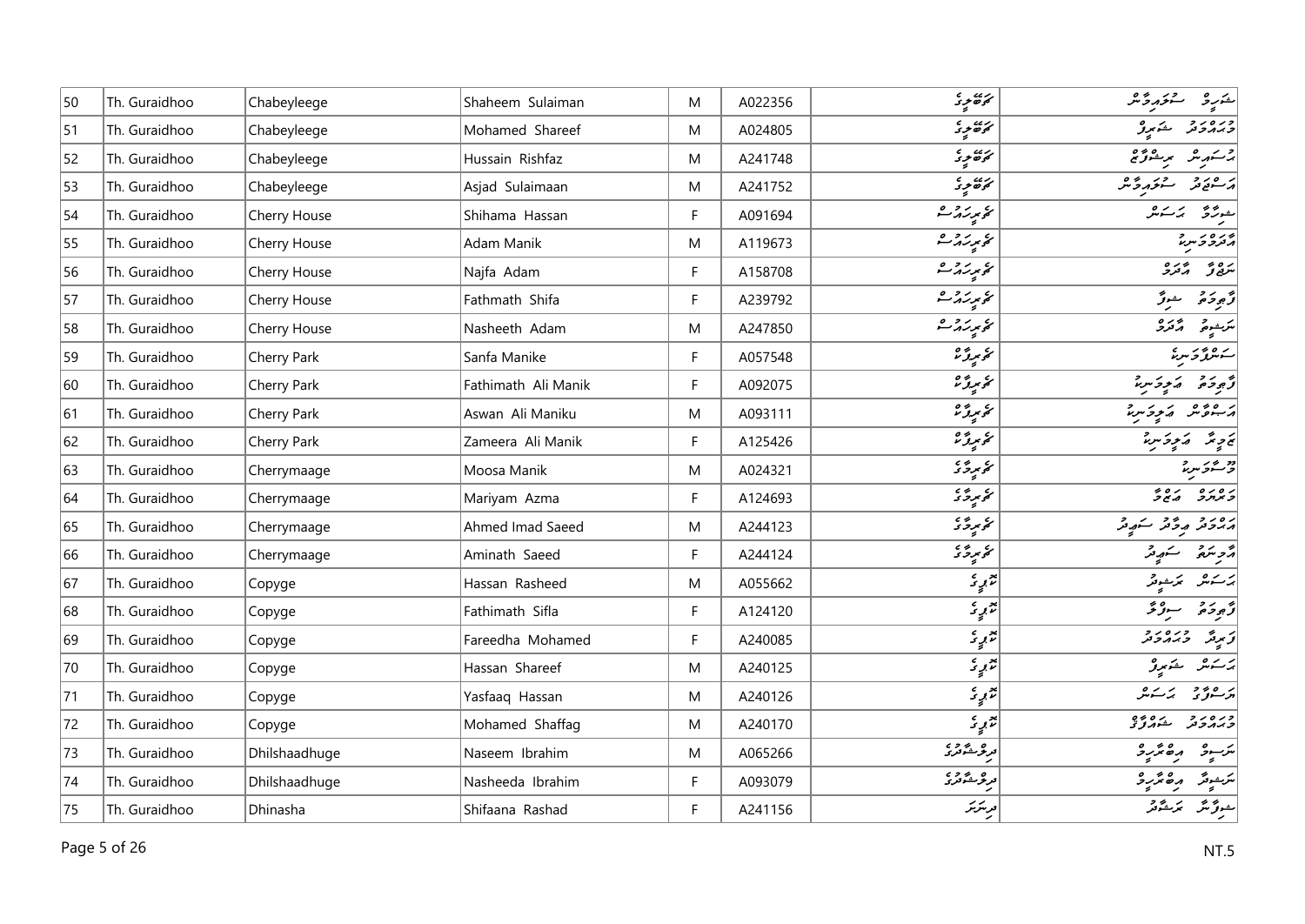| 50 | Th. Guraidhoo | Chabeyleege | Shaheem Sulaiman | M | A022356 | ކަބޭލީގެ | ޝަހީމް ސުލައިމާން |
|---|---|---|---|---|---|---|---|
| 51 | Th. Guraidhoo | Chabeyleege | Mohamed Shareef | M | A024805 | ކަބޭލީގެ | މުހައްމަދު ޝަރީފު |
| 52 | Th. Guraidhoo | Chabeyleege | Hussain Rishfaz | M | A241748 | ކަބޭލީގެ | ހުސައިން ރިޝްފާޒް |
| 53 | Th. Guraidhoo | Chabeyleege | Asjad Sulaimaan | M | A241752 | ކަބޭލީގެ | އަސްޖަދު ސުލައިމާން |
| 54 | Th. Guraidhoo | Cherry House | Shihama Hassan | F | A091694 | ޗެރީހައުސް | ޝިހާމާ ހަސަން |
| 55 | Th. Guraidhoo | Cherry House | Adam Manik | M | A119673 | ޗެރީހައުސް | އާދަމްމަނިކު |
| 56 | Th. Guraidhoo | Cherry House | Najfa Adam | F | A158708 | ޗެރީހައުސް | ނަޖްފާ އާދަމް |
| 57 | Th. Guraidhoo | Cherry House | Fathmath Shifa | F | A239792 | ޗެރީހައުސް | ފާތިމަތު ޝިފާ |
| 58 | Th. Guraidhoo | Cherry House | Nasheeth Adam | M | A247850 | ޗެރީހައުސް | ނަޝީތު އާދަމް |
| 59 | Th. Guraidhoo | Cherry Park | Sanfa Manike | F | A057548 | ޗެރީޕާކް | ސަންފާމަނިކެ |
| 60 | Th. Guraidhoo | Cherry Park | Fathimath Ali Manik | F | A092075 | ޗެރީޕާކް | ފާތިމަތު އަލިމަނިކު |
| 61 | Th. Guraidhoo | Cherry Park | Aswan Ali Maniku | M | A093111 | ޗެރީޕާކް | އަސްވާން އަލިމަނިކު |
| 62 | Th. Guraidhoo | Cherry Park | Zameera Ali Manik | F | A125426 | ޗެރީޕާކް | ޒަމީރާ އަލިމަނިކު |
| 63 | Th. Guraidhoo | Cherrymaage | Moosa Manik | M | A024321 | ޗެރީމާގެ | މޫސާމަނިކު |
| 64 | Th. Guraidhoo | Cherrymaage | Mariyam Azma | F | A124693 | ޗެރީމާގެ | މަރިޔަމް އަޒްމާ |
| 65 | Th. Guraidhoo | Cherrymaage | Ahmed Imad Saeed | M | A244123 | ޗެރީމާގެ | އަހްމަދު އިމާދު ސަޢީދު |
| 66 | Th. Guraidhoo | Cherrymaage | Aminath Saeed | F | A244124 | ޗެރީމާގެ | އާމިނަތު ސަޢީދު |
| 67 | Th. Guraidhoo | Copyge | Hassan Rasheed | M | A055662 | ކޮޕީގެ | ހަސަން ރަޝީދު |
| 68 | Th. Guraidhoo | Copyge | Fathimath Sifla | F | A124120 | ކޮޕީގެ | ފާތިމަތު ސިފްލާ |
| 69 | Th. Guraidhoo | Copyge | Fareedha Mohamed | F | A240085 | ކޮޕީގެ | ފަރީދާ މުހައްމަދު |
| 70 | Th. Guraidhoo | Copyge | Hassan Shareef | M | A240125 | ކޮޕީގެ | ހަސަން ޝަރީފު |
| 71 | Th. Guraidhoo | Copyge | Yasfaaq Hassan | M | A240126 | ކޮޕީގެ | ޔަސްފާގު ހަސަން |
| 72 | Th. Guraidhoo | Copyge | Mohamed Shaffag | M | A240170 | ކޮޕީގެ | މުހައްމަދު ޝައްފާގު |
| 73 | Th. Guraidhoo | Dhilshaadhuge | Naseem Ibrahim | M | A065266 | ދިލްޝާދުގެ | ނަސީމް އިބްރާހިމް |
| 74 | Th. Guraidhoo | Dhilshaadhuge | Nasheeda Ibrahim | F | A093079 | ދިލްޝާދުގެ | ނަޝީދާ އިބްރާހިމް |
| 75 | Th. Guraidhoo | Dhinasha | Shifaana Rashad | F | A241156 | ދިނަޝަ | ޝިފާނާ ރަޝާދު |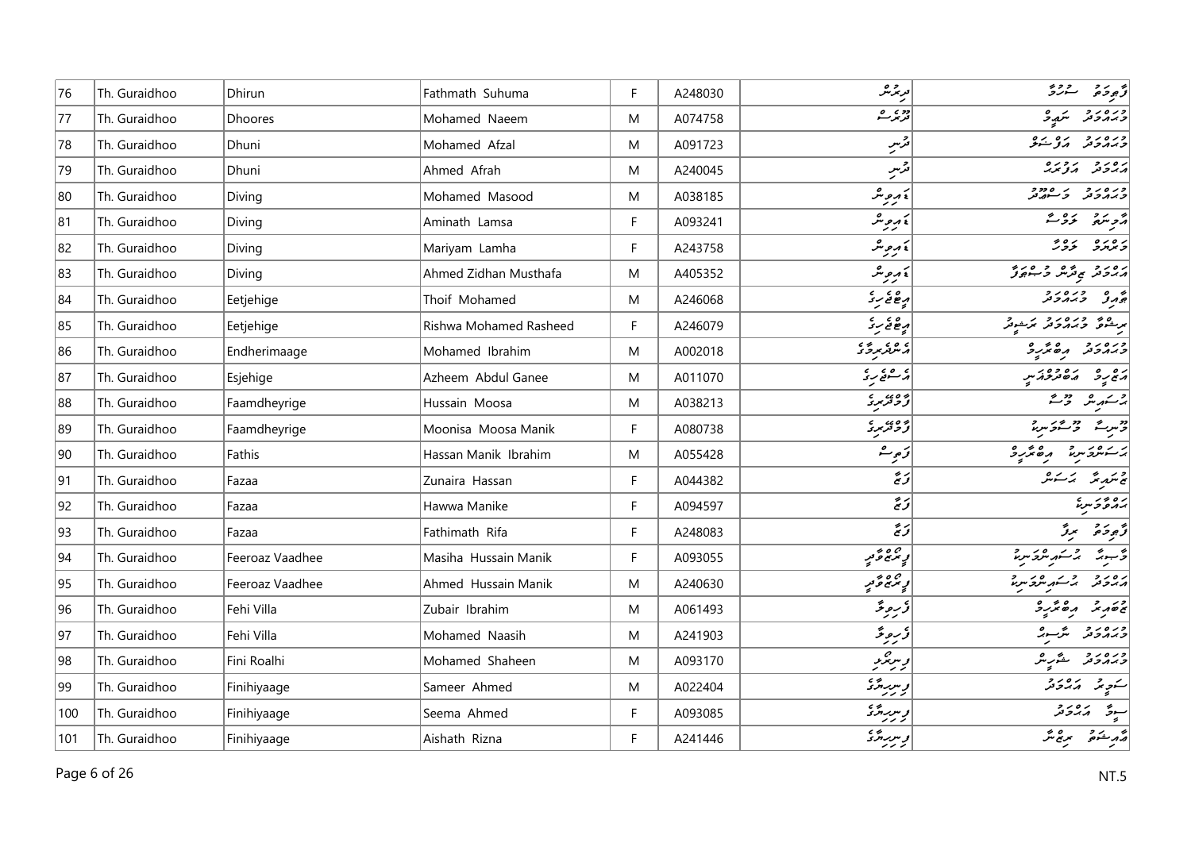| 76 | Th. Guraidhoo | Dhirun | Fathmath Suhuma | F | A248030 | ދިރުން | ފާތިމަތު ސުހުމާ |
|---|---|---|---|---|---|---|---|
| 77 | Th. Guraidhoo | Dhoores | Mohamed Naeem | M | A074758 | ދޫރެސް | މުހައްމަދު ނަޢީމް |
| 78 | Th. Guraidhoo | Dhuni | Mohamed Afzal | M | A091723 | ދުނި | މުހައްމަދު އަފްޒަލް |
| 79 | Th. Guraidhoo | Dhuni | Ahmed Afrah | M | A240045 | ދުނި | އަހްމަދު އަފްރާހް |
| 80 | Th. Guraidhoo | Diving | Mohamed Masood | M | A038185 | ޑައިވިންގ | މުހައްމަދު މަސްޢޫދު |
| 81 | Th. Guraidhoo | Diving | Aminath Lamsa | F | A093241 | ޑައިވިންގ | އާމިނަތު ލަމްސާ |
| 82 | Th. Guraidhoo | Diving | Mariyam Lamha | F | A243758 | ޑައިވިންގ | މަރިޔަމް ލަމްހާ |
| 83 | Th. Guraidhoo | Diving | Ahmed Zidhan Musthafa | M | A405352 | ޑައިވިންގ | އަހްމަދު ޒިދާން މުސްތަފާ |
| 84 | Th. Guraidhoo | Eetjehige | Thoif Mohamed | M | A246068 | އީޓްޖެހިގެ | ޠާއިފް މުހައްމަދު |
| 85 | Th. Guraidhoo | Eetjehige | Rishwa Mohamed Rasheed | F | A246079 | އީޓްޖެހިގެ | ރިޝްވާ މުހައްމަދު ރަޝީދު |
| 86 | Th. Guraidhoo | Endherimaage | Mohamed Ibrahim | M | A002018 | އެންދެރިމާގެ | މުހައްމަދު އިބްރާހީމް |
| 87 | Th. Guraidhoo | Esjehige | Azheem Abdul Ganee | M | A011070 | އެސްޖެހިގެ | އަޒީމް އަބްދުލްޣަނީ |
| 88 | Th. Guraidhoo | Faamdheyrige | Hussain Moosa | M | A038213 | ފާމްދޭރިގެ | ހުސައިން މޫސާ |
| 89 | Th. Guraidhoo | Faamdheyrige | Moonisa Moosa Manik | F | A080738 | ފާމްދޭރިގެ | މޫނިސާ މޫސާމަނިކު |
| 90 | Th. Guraidhoo | Fathis | Hassan Manik Ibrahim | M | A055428 | ފަތިސް | ހަސަންމަނިކު އިބްރާހީމް |
| 91 | Th. Guraidhoo | Fazaa | Zunaira Hassan | F | A044382 | ފަޒާ | ޒުނައިރާ ހަސަން |
| 92 | Th. Guraidhoo | Fazaa | Hawwa Manike | F | A094597 | ފަޒާ | ހައްވާމަނިކެ |
| 93 | Th. Guraidhoo | Fazaa | Fathimath Rifa | F | A248083 | ފަޒާ | ފާތިމަތު ރިފާ |
| 94 | Th. Guraidhoo | Feeroaz Vaadhee | Masiha Hussain Manik | F | A093055 | ފީރޯޒްވާދީ | މާސިހާ ހުސައިންމަނިކު |
| 95 | Th. Guraidhoo | Feeroaz Vaadhee | Ahmed Hussain Manik | M | A240630 | ފީރޯޒްވާދީ | އަހްމަދު ހުސައިންމަނިކު |
| 96 | Th. Guraidhoo | Fehi Villa | Zubair Ibrahim | M | A061493 | ފެހިވިލާ | ޒުބައިރު އިބްރާހީމް |
| 97 | Th. Guraidhoo | Fehi Villa | Mohamed Naasih | M | A241903 | ފެހިވިލާ | މުހައްމަދު ނާސިހް |
| 98 | Th. Guraidhoo | Fini Roalhi | Mohamed Shaheen | M | A093170 | ފިނިރޯޅި | މުހައްމަދު ޝާހީން |
| 99 | Th. Guraidhoo | Finihiyaage | Sameer Ahmed | M | A022404 | ފިނިހިޔާގެ | ސަމީރު އަހްމަދު |
| 100 | Th. Guraidhoo | Finihiyaage | Seema Ahmed | F | A093085 | ފިނިހިޔާގެ | ސީމާ އަހްމަދު |
| 101 | Th. Guraidhoo | Finihiyaage | Aishath Rizna | F | A241446 | ފިނިހިޔާގެ | އާއިޝަތު ރިޒްނާ |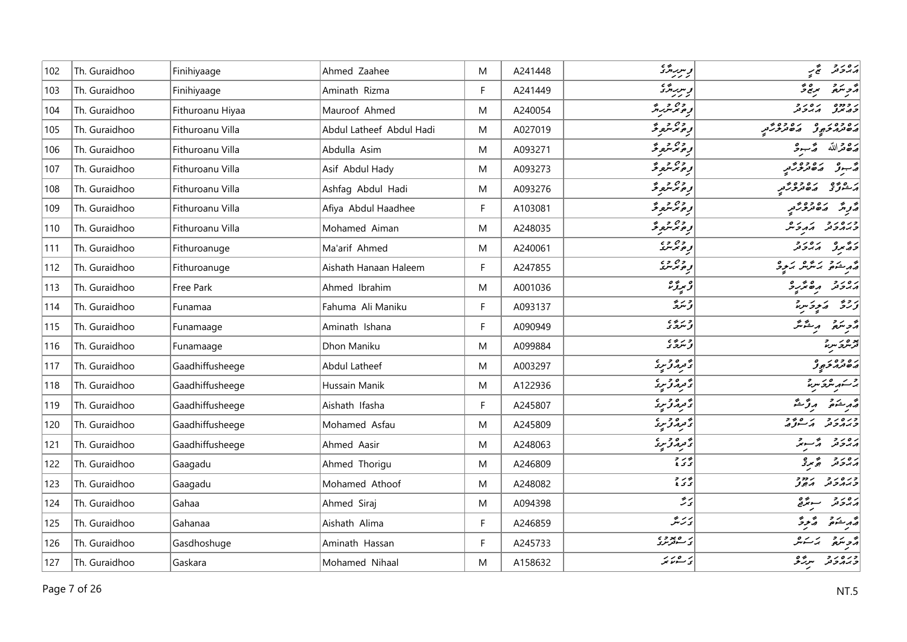| 102 | Th. Guraidhoo | Finihiyaage | Ahmed Zaahee | M | A241448 | ފިނިހިޔާގެ | އަހުމަދު ޒާހީ |
|---|---|---|---|---|---|---|---|
| 103 | Th. Guraidhoo | Finihiyaage | Aminath Rizma | F | A241449 | ފިނިހިޔާގެ | އާމިނަތު ރިޒްމާ |
| 104 | Th. Guraidhoo | Fithuroanu Hiyaa | Mauroof Ahmed | M | A240054 | ފިތުރޯނުހިޔާ | މައުރޫފް އަހުމަދު |
| 105 | Th. Guraidhoo | Fithuroanu Villa | Abdul Latheef Abdul Hadi | M | A027019 | ފިތުރޯނުވިލާ | އަބްދުލްލަތީފް އަބްދުލްހާދީ |
| 106 | Th. Guraidhoo | Fithuroanu Villa | Abdulla Asim | M | A093271 | ފިތުރޯނުވިލާ | އަބްދުﷲ އާސިމް |
| 107 | Th. Guraidhoo | Fithuroanu Villa | Asif Abdul Hady | M | A093273 | ފިތުރޯނުވިލާ | އާސިފް އަބްދުލްހާދީ |
| 108 | Th. Guraidhoo | Fithuroanu Villa | Ashfag Abdul Hadi | M | A093276 | ފިތުރޯނުވިލާ | އަޝްފާގު އަބްދުލްހާދީ |
| 109 | Th. Guraidhoo | Fithuroanu Villa | Afiya Abdul Haadhee | F | A103081 | ފިތުރޯނުވިލާ | އާފިޔާ އަބްދުލްހާދީ |
| 110 | Th. Guraidhoo | Fithuroanu Villa | Mohamed Aiman | M | A248035 | ފިތުރޯނުވިލާ | މުހައްމަދު އައިމަން |
| 111 | Th. Guraidhoo | Fithuroanuge | Ma'arif Ahmed | M | A240061 | ފިތުރޯނުގެ | މައާރިފް އަހުމަދު |
| 112 | Th. Guraidhoo | Fithuroanuge | Aishath Hanaan Haleem | F | A247855 | ފިތުރޯނުގެ | އައިޝަތު ހަނާން ހަލީމް |
| 113 | Th. Guraidhoo | Free Park | Ahmed Ibrahim | M | A001036 | ފްރީޕާކް | އަހުމަދު އިބްރާހީމް |
| 114 | Th. Guraidhoo | Funamaa | Fahuma Ali Maniku | F | A093137 | ފުނަމާ | ފަހުމާ އަލިމަނިކު |
| 115 | Th. Guraidhoo | Funamaage | Aminath Ishana | F | A090949 | ފުނަމާގެ | އާމިނަތު އިޝާނާ |
| 116 | Th. Guraidhoo | Funamaage | Dhon Maniku | M | A099884 | ފުނަމާގެ | ދޮންމަނިކު |
| 117 | Th. Guraidhoo | Gaadhiffusheege | Abdul Latheef | M | A003297 | ގާދިއްފުށީގެ | އަބްދުލްލަތީފު |
| 118 | Th. Guraidhoo | Gaadhiffusheege | Hussain Manik | M | A122936 | ގާދިއްފުށީގެ | ހުސައިންމަނިކު |
| 119 | Th. Guraidhoo | Gaadhiffusheege | Aishath Ifasha | F | A245807 | ގާދިއްފުށީގެ | އައިޝަތު އިފާޝާ |
| 120 | Th. Guraidhoo | Gaadhiffusheege | Mohamed Asfau | M | A245809 | ގާދިއްފުށީގެ | މުހައްމަދު އަސްފާއު |
| 121 | Th. Guraidhoo | Gaadhiffusheege | Ahmed Aasir | M | A248063 | ގާދިއްފުށީގެ | އަހުމަދު އާސިރު |
| 122 | Th. Guraidhoo | Gaagadu | Ahmed Thorigu | M | A246809 | ގާގަޑު | އަހުމަދު ތޯރިގު |
| 123 | Th. Guraidhoo | Gaagadu | Mohamed Athoof | M | A248082 | ގާގަޑު | މުހައްމަދު އަތޫފު |
| 124 | Th. Guraidhoo | Gahaa | Ahmed Siraj | M | A094398 | ގަހާ | އަހުމަދު ސިރާޖު |
| 125 | Th. Guraidhoo | Gahanaa | Aishath Alima | F | A246859 | ގަހަނާ | އައިޝަތު އާލިމާ |
| 126 | Th. Guraidhoo | Gasdhoshuge | Aminath Hassan | F | A245733 | ގަސްދޮށުގެ | އާމިނަތު ހަސަން |
| 127 | Th. Guraidhoo | Gaskara | Mohamed Nihaal | M | A158632 | ގަސްކަރަ | މުހައްމަދު ނިހާލް |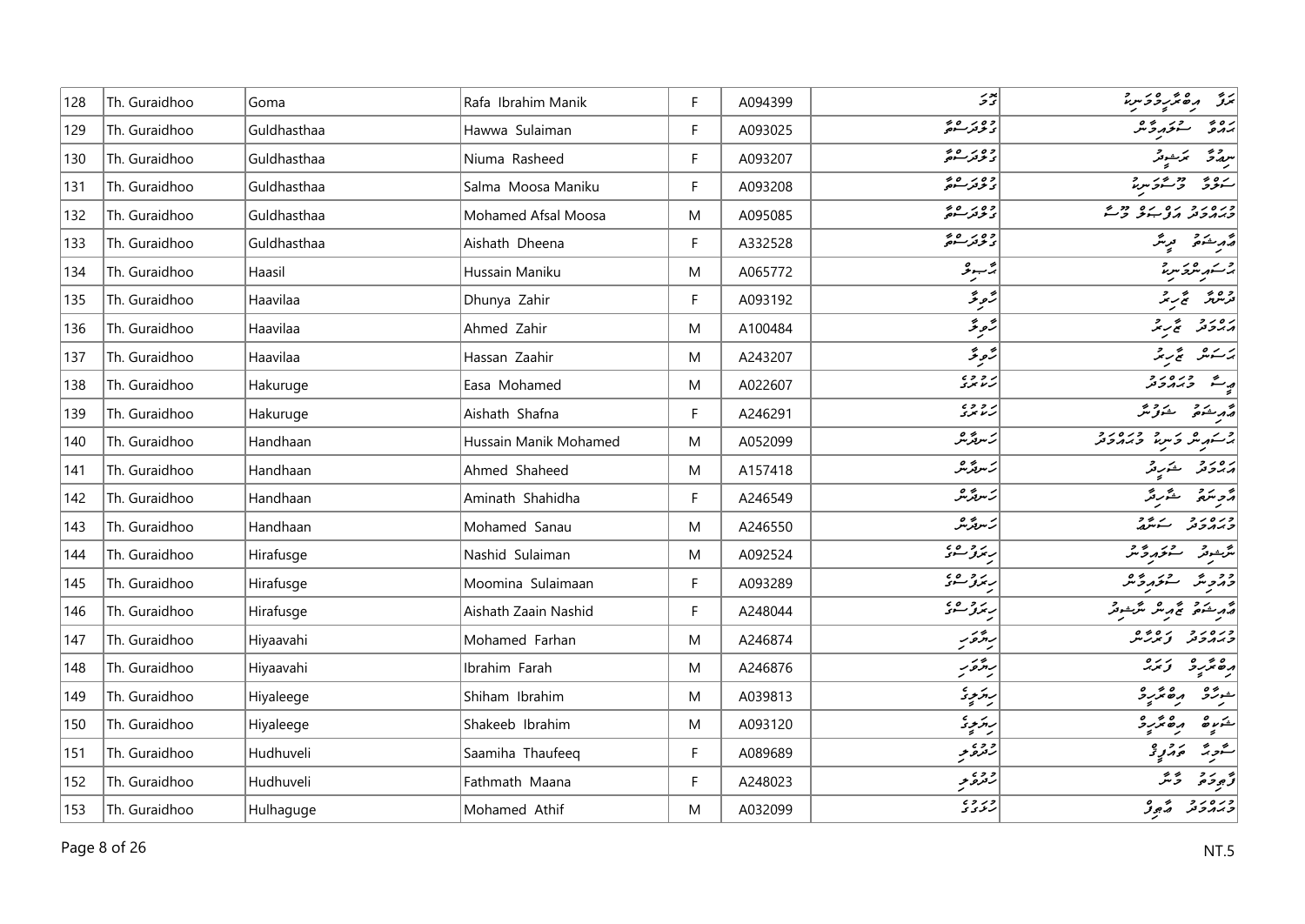| 128 | Th. Guraidhoo | Goma | Rafa Ibrahim Manik | F | A094399 | ގޯމާ | ރަފާ އިބްރާހީމްމަނިކް |
|---|---|---|---|---|---|---|---|
| 129 | Th. Guraidhoo | Guldhasthaa | Hawwa Sulaiman | F | A093025 | ގުލްދަސްތާ | ހައްވާ ސުލައިމާން |
| 130 | Th. Guraidhoo | Guldhasthaa | Niuma Rasheed | F | A093207 | ގުލްދަސްތާ | ނިއުމާ ރަޝީދު |
| 131 | Th. Guraidhoo | Guldhasthaa | Salma Moosa Maniku | F | A093208 | ގުލްދަސްތާ | ސަލްމާ މޫސާމަނިކު |
| 132 | Th. Guraidhoo | Guldhasthaa | Mohamed Afsal Moosa | M | A095085 | ގުލްދަސްތާ | މުހައްމަދު އަފްސަލް މޫސާ |
| 133 | Th. Guraidhoo | Guldhasthaa | Aishath Dheena | F | A332528 | ގުލްދަސްތާ | އާއިޝަތު ދީނާ |
| 134 | Th. Guraidhoo | Haasil | Hussain Maniku | M | A065772 | ހާސިލް | ހުސައިންމަނިކު |
| 135 | Th. Guraidhoo | Haavilaa | Dhunya Zahir | F | A093192 | ހާވިލާ | ދުންޔާ ޒާހިރު |
| 136 | Th. Guraidhoo | Haavilaa | Ahmed Zahir | M | A100484 | ހާވިލާ | އަހުމަދު ޒާހިރު |
| 137 | Th. Guraidhoo | Haavilaa | Hassan Zaahir | M | A243207 | ހާވިލާ | ހަސަން ޒާހިރު |
| 138 | Th. Guraidhoo | Hakuruge | Easa Mohamed | M | A022607 | ހަކުރުގެ | ޢީސާ މުހައްމަދު |
| 139 | Th. Guraidhoo | Hakuruge | Aishath Shafna | F | A246291 | ހަކުރުގެ | އާއިޝަތު ޝަފްނާ |
| 140 | Th. Guraidhoo | Handhaan | Hussain Manik Mohamed | M | A052099 | ހަނދާން | ހުސައިން މަނިކު މުހައްމަދު |
| 141 | Th. Guraidhoo | Handhaan | Ahmed Shaheed | M | A157418 | ހަނދާން | އަހުމަދު ޝަހީދު |
| 142 | Th. Guraidhoo | Handhaan | Aminath Shahidha | F | A246549 | ހަނދާން | އާމިނަތު ޝާހިދާ |
| 143 | Th. Guraidhoo | Handhaan | Mohamed Sanau | M | A246550 | ހަނދާން | މުހައްމަދު ސަނާއު |
| 144 | Th. Guraidhoo | Hirafusge | Nashid Sulaiman | M | A092524 | ހިރަފުސްގެ | ނާޝިދު ސުލައިމާން |
| 145 | Th. Guraidhoo | Hirafusge | Moomina Sulaimaan | F | A093289 | ހިރަފުސްގެ | މޫމިނާ ސުލައިމާން |
| 146 | Th. Guraidhoo | Hirafusge | Aishath Zaain Nashid | F | A248044 | ހިރަފުސްގެ | އާއިޝަތު ޒާއިން ނާޝިދު |
| 147 | Th. Guraidhoo | Hiyaavahi | Mohamed Farhan | M | A246874 | ހިޔާވަހި | މުހައްމަދު ފަރުހާން |
| 148 | Th. Guraidhoo | Hiyaavahi | Ibrahim Farah | M | A246876 | ހިޔާވަހި | އިބްރާހީމް ފަރަހް |
| 149 | Th. Guraidhoo | Hiyaleege | Shiham Ibrahim | M | A039813 | ހިޔަލީގެ | ޝިހާމް އިބްރާހީމް |
| 150 | Th. Guraidhoo | Hiyaleege | Shakeeb Ibrahim | M | A093120 | ހިޔަލީގެ | ޝަކީބް އިބްރާހީމް |
| 151 | Th. Guraidhoo | Hudhuveli | Saamiha Thaufeeq | F | A089689 | ހުދުވެލި | ސާމިހާ ތައުފީޤު |
| 152 | Th. Guraidhoo | Hudhuveli | Fathmath Maana | F | A248023 | ހުދުވެލި | ފާތިމަތު މާނާ |
| 153 | Th. Guraidhoo | Hulhaguge | Mohamed Athif | M | A032099 | ހުޅަގުގެ | މުހައްމަދު އާތިފް |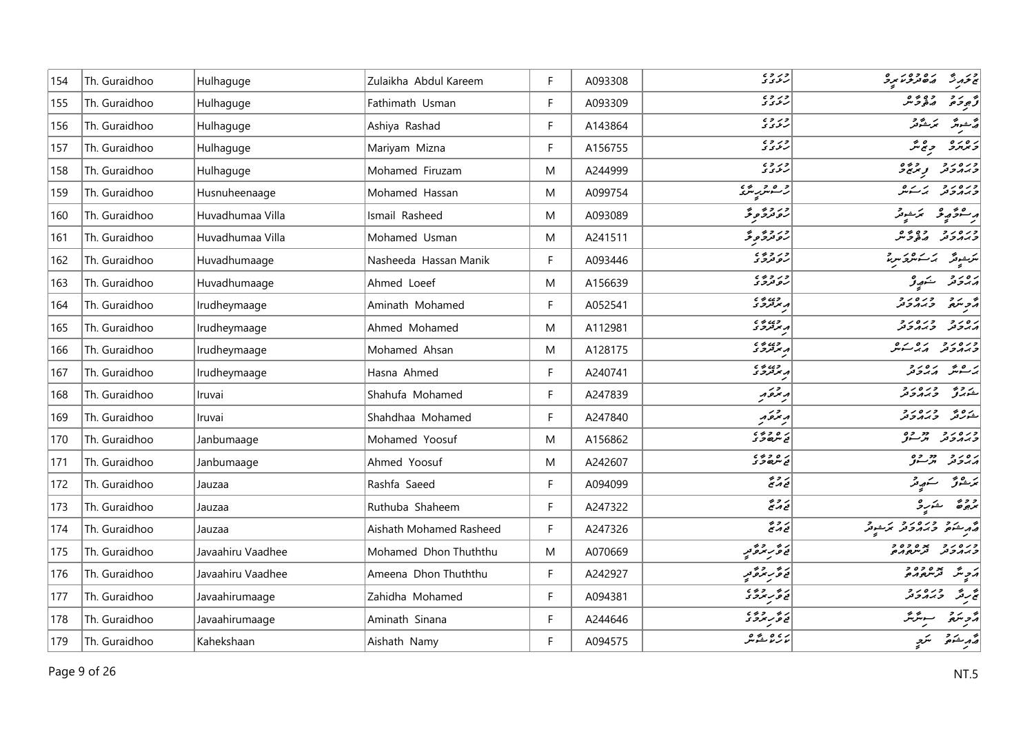| 154 | Th. Guraidhoo | Hulhaguge | Zulaikha Abdul Kareem | F | A093308 | ڙنڌڳڳ | ڄڌڇڙ ڇڇڌڇڙڙ |
|---|---|---|---|---|---|---|---|
| 155 | Th. Guraidhoo | Hulhaguge | Fathimath Usman | F | A093309 | ژنڌڳڳ | ژڇڌڙ ڇڇڌڙ |
| 156 | Th. Guraidhoo | Hulhaguge | Ashiya Rashad | F | A143864 | ژنڌڳڳ | ڇڙڇڙ ڙڇڙڙ |
| 157 | Th. Guraidhoo | Hulhaguge | Mariyam Mizna | F | A156755 | ژنڌڳڳ | ڌڙڙڌ ڌڇڙ |
| 158 | Th. Guraidhoo | Hulhaguge | Mohamed Firuzam | M | A244999 | ژنڌڳڳ | ڌڙڇڌڙ ڌڙڇڌ |
| 159 | Th. Guraidhoo | Husnuheenaage | Mohamed Hassan | M | A099754 | ژڇڙڙڙڳ | ڌڙڇڌڙ ڙڇڙ |
| 160 | Th. Guraidhoo | Huvadhumaa Villa | Ismail Rasheed | M | A093089 | ژڌڙڌڌڙ | ڇڇڌڇڙ ڙڇڙڙ |
| 161 | Th. Guraidhoo | Huvadhumaa Villa | Mohamed Usman | M | A241511 | ژڌڙڌڌڙ | ڌڙڇڌڙ ڇڇڌڙ |
| 162 | Th. Guraidhoo | Huvadhumaage | Nasheeda Hassan Manik | F | A093446 | ژڌڙڌڳ | ڙڇڙڙ ڙڇڙڌڙڙ |
| 163 | Th. Guraidhoo | Huvadhumaage | Ahmed Loeef | M | A156639 | ژڌڙڌڳ | ڇڙڌڙ ڙڇڙ |
| 164 | Th. Guraidhoo | Irudheymaage | Aminath Mohamed | F | A052541 | ڇڙڙڌڳ | ڇڌڙڌ ڌڙڇڌڙ |
| 165 | Th. Guraidhoo | Irudheymaage | Ahmed Mohamed | M | A112981 | ڇڙڙڌڳ | ڇڙڌڙ ڌڙڇڌڙ |
| 166 | Th. Guraidhoo | Irudheymaage | Mohamed Ahsan | M | A128175 | ڇڙڙڌڳ | ڌڙڇڌڙ ڇڙڇڙ |
| 167 | Th. Guraidhoo | Irudheymaage | Hasna Ahmed | F | A240741 | ڇڙڙڌڳ | ڙڇڙ ڇڙڌڙ |
| 168 | Th. Guraidhoo | Iruvai | Shahufa Mohamed | F | A247839 | ڇڙڌڇ | ڇڙڙ ڌڙڇڌڙ |
| 169 | Th. Guraidhoo | Iruvai | Shahdhaa Mohamed | F | A247840 | ڇڙڌڇ | ڇڙڙ ڌڙڇڌڙ |
| 170 | Th. Guraidhoo | Janbumaage | Mohamed Yoosuf | M | A156862 | ڄڙڇڌڳ | ڌڙڇڌڙ ڙڇڙ |
| 171 | Th. Guraidhoo | Janbumaage | Ahmed Yoosuf | M | A242607 | ڄڙڇڌڳ | ڇڙڌڙ ڙڇڙ |
| 172 | Th. Guraidhoo | Jauzaa | Rashfa Saeed | F | A094099 | ڄڇڙ | ڙڇڙ ڇڇڙ |
| 173 | Th. Guraidhoo | Jauzaa | Ruthuba Shaheem | F | A247322 | ڄڇڙ | ڙڙڇ ڇڙڌ |
| 174 | Th. Guraidhoo | Jauzaa | Aishath Mohamed Rasheed | F | A247326 | ڄڇڙ | ڇڇڇڌ ڌڙڇڌڙ ڙڇڙڙ |
| 175 | Th. Guraidhoo | Javaahiru Vaadhee | Mohamed Dhon Thuththu | M | A070669 | ڄڌڙڙڌڙ | ڌڙڇڌڙ ڙڙڙڙ |
| 176 | Th. Guraidhoo | Javaahiru Vaadhee | Ameena Dhon Thuththu | F | A242927 | ڄڌڙڙڌڙ | ڇڌڙ ڙڙڙڙ |
| 177 | Th. Guraidhoo | Javaahirumaage | Zahidha Mohamed | F | A094381 | ڄڌڙڙڌڳ | ڙڙڙ ڌڙڇڌڙ |
| 178 | Th. Guraidhoo | Javaahirumaage | Aminath Sinana | F | A244646 | ڄڌڙڙڌڳ | ڇڌڙڌ ڇڙڙ |
| 179 | Th. Guraidhoo | Kahekshaan | Aishath Namy | F | A094575 | ڙڙڙڇڙ | ڇڇڇڌ ڙڌ |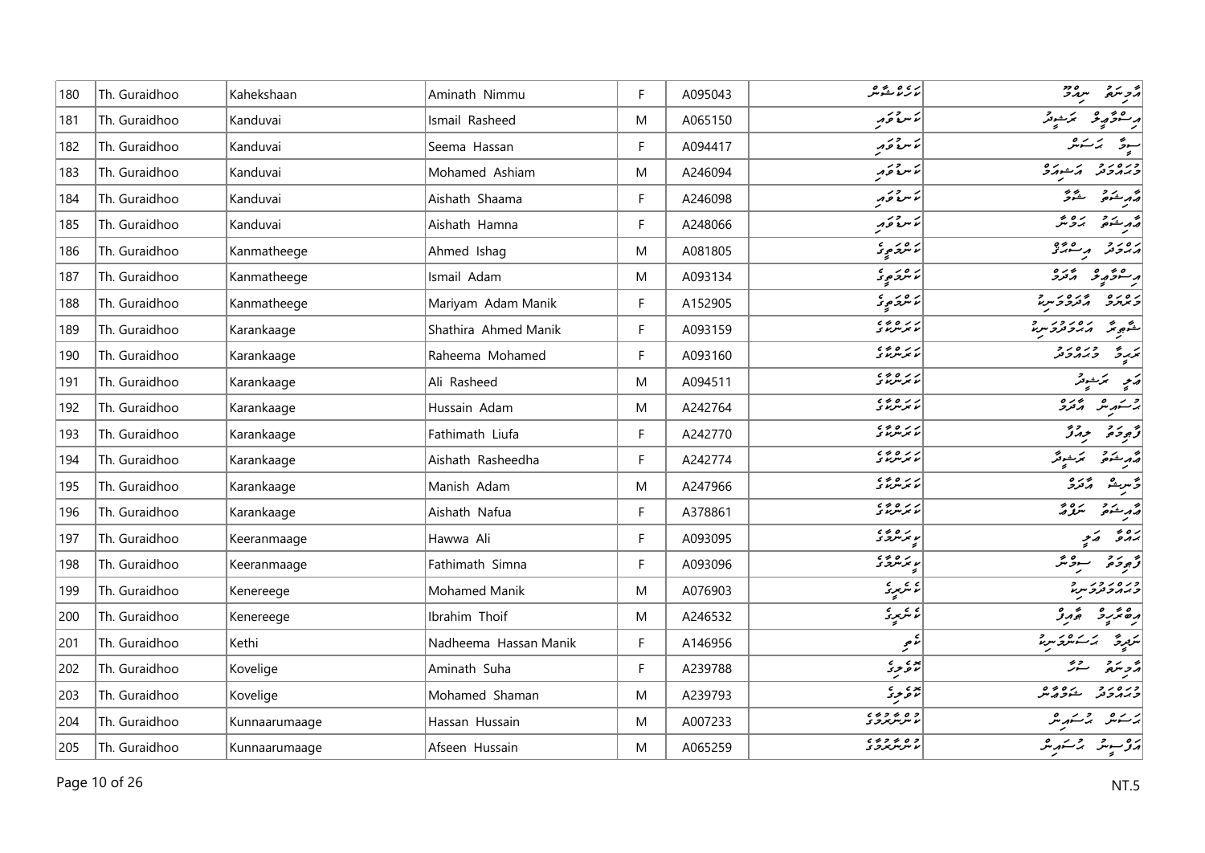| 180 | Th. Guraidhoo | Kahekshaan | Aminath Nimmu | F | A095043 | ޙަހެކްޝާން | އާމިނަތު ނިއްމު |
|---|---|---|---|---|---|---|---|
| 181 | Th. Guraidhoo | Kanduvai | Ismail Rasheed | M | A065150 | ކަނޑުވައި | އިސްމާއީލް ރަޝީދު |
| 182 | Th. Guraidhoo | Kanduvai | Seema Hassan | F | A094417 | ކަނޑުވައި | ސީމާ ހަސަން |
| 183 | Th. Guraidhoo | Kanduvai | Mohamed Ashiam | M | A246094 | ކަނޑުވައި | މުޙައްމަދު އަޝިއަމް |
| 184 | Th. Guraidhoo | Kanduvai | Aishath Shaama | F | A246098 | ކަނޑުވައި | އާއިޝަތު ޝާމާ |
| 185 | Th. Guraidhoo | Kanduvai | Aishath Hamna | F | A248066 | ކަނޑުވައި | އާއިޝަތު ހަމްނާ |
| 186 | Th. Guraidhoo | Kanmatheege | Ahmed Ishag | M | A081805 | ކަންމަތީގެ | އަޙްމަދު އިސްޙާގު |
| 187 | Th. Guraidhoo | Kanmatheege | Ismail Adam | M | A093134 | ކަންމަތީގެ | އިސްމާއީލް އާދަމް |
| 188 | Th. Guraidhoo | Kanmatheege | Mariyam Adam Manik | F | A152905 | ކަންމަތީގެ | މަރިޔަމް އާދަމްމަނިކު |
| 189 | Th. Guraidhoo | Karankaage | Shathira Ahmed Manik | F | A093159 | ކަރަންކާގެ | ޝާތިރާ އަޙްމަދުމަނިކު |
| 190 | Th. Guraidhoo | Karankaage | Raheema Mohamed | F | A093160 | ކަރަންކާގެ | ރަޙީމާ މުޙައްމަދު |
| 191 | Th. Guraidhoo | Karankaage | Ali Rasheed | M | A094511 | ކަރަންކާގެ | އަލި ރަޝީދު |
| 192 | Th. Guraidhoo | Karankaage | Hussain Adam | M | A242764 | ކަރަންކާގެ | ޙުސައިން އާދަމް |
| 193 | Th. Guraidhoo | Karankaage | Fathimath Liufa | F | A242770 | ކަރަންކާގެ | ފާތިމަތު ލިއުފާ |
| 194 | Th. Guraidhoo | Karankaage | Aishath Rasheedha | F | A242774 | ކަރަންކާގެ | އާއިޝަތު ރަޝީދާ |
| 195 | Th. Guraidhoo | Karankaage | Manish Adam | M | A247966 | ކަރަންކާގެ | މާނިޝް އާދަމް |
| 196 | Th. Guraidhoo | Karankaage | Aishath Nafua | F | A378861 | ކަރަންކާގެ | އާއިޝަތު ނަފުއާ |
| 197 | Th. Guraidhoo | Keeranmaage | Hawwa Ali | F | A093095 | ކީރަންމާގެ | ހައްވާ އަލި |
| 198 | Th. Guraidhoo | Keeranmaage | Fathimath Simna | F | A093096 | ކީރަންމާގެ | ފާތިމަތު ސިމްނާ |
| 199 | Th. Guraidhoo | Kenereege | Mohamed Manik | M | A076903 | ކެނެރީގެ | މުޙައްމަދުމަނިކު |
| 200 | Th. Guraidhoo | Kenereege | Ibrahim Thoif | M | A246532 | ކެނެރީގެ | އިބްރާހީމް ޠާއިފް |
| 201 | Th. Guraidhoo | Kethi | Nadheema Hassan Manik | F | A146956 | ކެތި | ނަދީމާ ހަސަންމަނިކު |
| 202 | Th. Guraidhoo | Kovelige | Aminath Suha | F | A239788 | ކޮވެލިގެ | އާމިނަތު ސުހާ |
| 203 | Th. Guraidhoo | Kovelige | Mohamed Shaman | M | A239793 | ކޮވެލިގެ | މުޙައްމަދު ޝަމްއާން |
| 204 | Th. Guraidhoo | Kunnaarumaage | Hassan Hussain | M | A007233 | ކުންނާރުމާގެ | ހަސަން ޙުސައިން |
| 205 | Th. Guraidhoo | Kunnaarumaage | Afseen Hussain | M | A065259 | ކުންނާރުމާގެ | އަފްސީން ޙުސައިން |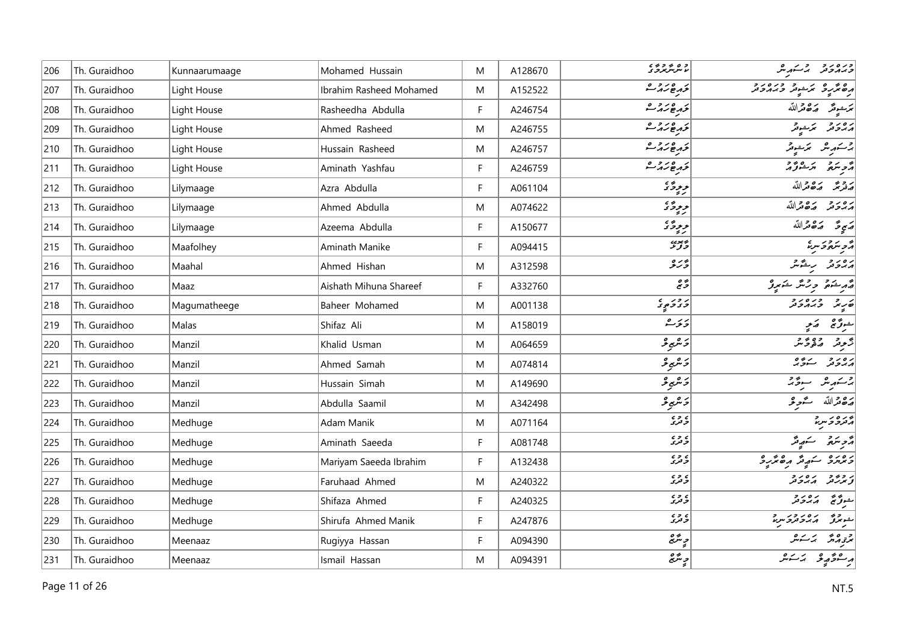| 206 | Th. Guraidhoo | Kunnaarumaage | Mohamed Hussain | M | A128670 | ކުންނާރުމާގެ | މުހައްމަދު ހުސައިން |
|---|---|---|---|---|---|---|---|
| 207 | Th. Guraidhoo | Light House | Ibrahim Rasheed Mohamed | M | A152522 | ލައިޓްހައުސް | އިބްރާހީމް ރަޝީދު މުހައްމަދު |
| 208 | Th. Guraidhoo | Light House | Rasheedha Abdulla | F | A246754 | ލައިޓްހައުސް | ރަޝީދާ އަބްދުﷲ |
| 209 | Th. Guraidhoo | Light House | Ahmed Rasheed | M | A246755 | ލައިޓްހައުސް | އަހްމަދު ރަޝީދު |
| 210 | Th. Guraidhoo | Light House | Hussain Rasheed | M | A246757 | ލައިޓްހައުސް | ހުސައިން ރަޝީދު |
| 211 | Th. Guraidhoo | Light House | Aminath Yashfau | F | A246759 | ލައިޓްހައުސް | އާމިނަތު ޔަޝްފާއު |
| 212 | Th. Guraidhoo | Lilymaage | Azra Abdulla | F | A061104 | ލިލީމާގެ | އަޒްރާ އަބްދުﷲ |
| 213 | Th. Guraidhoo | Lilymaage | Ahmed Abdulla | M | A074622 | ލިލީމާގެ | އަހްމަދު އަބްދުﷲ |
| 214 | Th. Guraidhoo | Lilymaage | Azeema Abdulla | F | A150677 | ލިލީމާގެ | އަޒީމާ އަބްދުﷲ |
| 215 | Th. Guraidhoo | Maafolhey | Aminath Manike | F | A094415 | މާފޮޅޭ | އާމިނަތުމަނިކެ |
| 216 | Th. Guraidhoo | Maahal | Ahmed Hishan | M | A312598 | މާހަލް | އަހްމަދު ހިޝާން |
| 217 | Th. Guraidhoo | Maaz | Aishath Mihuna Shareef | F | A332760 | މާޒް | އާއިޝަތު މިހުނާ ޝަރީފް |
| 218 | Th. Guraidhoo | Magumatheege | Baheer Mohamed | M | A001138 | މަގުމަތީގެ | ބަހީރު މުހައްމަދު |
| 219 | Th. Guraidhoo | Malas | Shifaz Ali | M | A158019 | މަލަސް | ޝިފާޒު ޢަލި |
| 220 | Th. Guraidhoo | Manzil | Khalid Usman | M | A064659 | މަންޒިލް | ޚާލިދު ޢުޘްމާން |
| 221 | Th. Guraidhoo | Manzil | Ahmed Samah | M | A074814 | މަންޒިލް | އަހްމަދު ސަމާހު |
| 222 | Th. Guraidhoo | Manzil | Hussain Simah | M | A149690 | މަންޒިލް | ހުސައިން ސިމާހު |
| 223 | Th. Guraidhoo | Manzil | Abdulla Saamil | M | A342498 | މަންޒިލް | އަބްދުﷲ ސާމިލް |
| 224 | Th. Guraidhoo | Medhuge | Adam Manik | M | A071164 | މެދުގެ | އާދަމްމަނިކު |
| 225 | Th. Guraidhoo | Medhuge | Aminath Saeeda | F | A081748 | މެދުގެ | އާމިނަތު ސަޢީދާ |
| 226 | Th. Guraidhoo | Medhuge | Mariyam Saeeda Ibrahim | F | A132438 | މެދުގެ | މަރިޔަމް ސަޢީދާ އިބްރާހީމް |
| 227 | Th. Guraidhoo | Medhuge | Faruhaad Ahmed | M | A240322 | މެދުގެ | ފަރުހާދު އަހްމަދު |
| 228 | Th. Guraidhoo | Medhuge | Shifaza Ahmed | F | A240325 | މެދުގެ | ޝިފާޒާ އަހްމަދު |
| 229 | Th. Guraidhoo | Medhuge | Shirufa Ahmed Manik | F | A247876 | މެދުގެ | ޝިރުފާ އަހްމަދުމަނިކު |
| 230 | Th. Guraidhoo | Meenaaz | Rugiyya Hassan | F | A094390 | މީނާޒް | ރުގިއްޔާ ހަސަން |
| 231 | Th. Guraidhoo | Meenaaz | Ismail Hassan | M | A094391 | މީނާޒް | އިސްމާއިލް ހަސަން |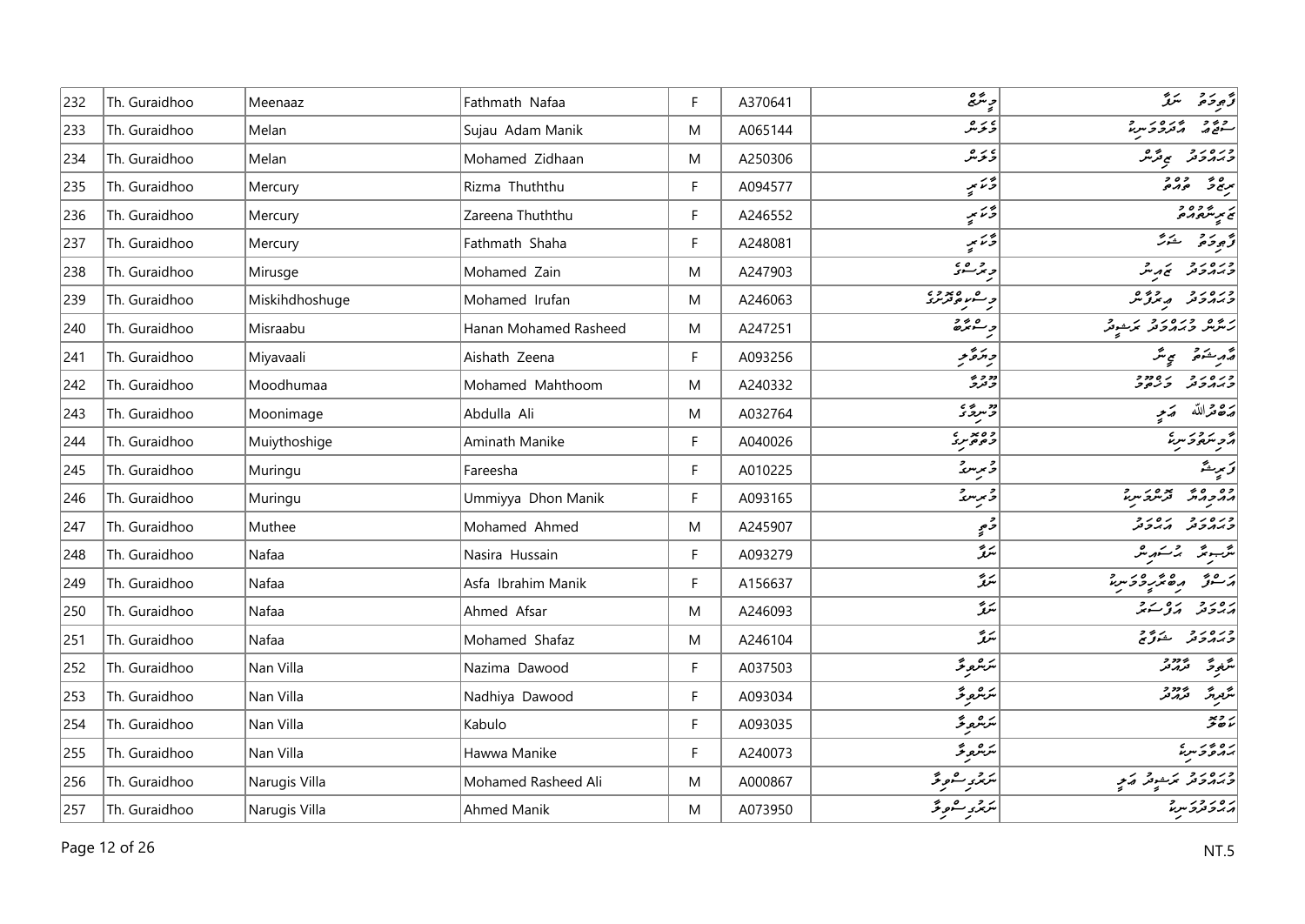| 232 | Th. Guraidhoo | Meenaaz | Fathmath Nafaa | F | A370641 | ޑިނާޒް | ފާތިމަތު ނަފާ |
|---|---|---|---|---|---|---|---|
| 233 | Th. Guraidhoo | Melan | Sujau Adam Manik | M | A065144 | މެލަން | ސުޖާއު އާދަމްމަނިކު |
| 234 | Th. Guraidhoo | Melan | Mohamed Zidhaan | M | A250306 | މެލަން | މުހައްމަދު ޒިދާން |
| 235 | Th. Guraidhoo | Mercury | Rizma Thuththu | F | A094577 | މާކަރީ | ރިޒްމާ ތުއްތު |
| 236 | Th. Guraidhoo | Mercury | Zareena Thuththu | F | A246552 | މާކަރީ | ޒަރީނާތުއްތު |
| 237 | Th. Guraidhoo | Mercury | Fathmath Shaha | F | A248081 | މާކަރީ | ފާތިމަތު ޝަހާ |
| 238 | Th. Guraidhoo | Mirusge | Mohamed Zain | M | A247903 | މިރުސްގެ | މުހައްމަދު ޒައިން |
| 239 | Th. Guraidhoo | Miskihdhoshuge | Mohamed Irufan | M | A246063 | މިސްކިއްދޮށުގެ | މުހައްމަދު އިރުފާން |
| 240 | Th. Guraidhoo | Misraabu | Hanan Mohamed Rasheed | M | A247251 | މިސްރާބު | ހަނާން މުހައްމަދު ރަޝީދު |
| 241 | Th. Guraidhoo | Miyavaali | Aishath Zeena | F | A093256 | މިޔަވާލި | އާއިޝަތު ޒީނާ |
| 242 | Th. Guraidhoo | Moodhumaa | Mohamed Mahthoom | M | A240332 | މޫދުމާ | މުހައްމަދު މަހްތޫމް |
| 243 | Th. Guraidhoo | Moonimage | Abdulla Ali | M | A032764 | މޫނިމަގެ | އަބްދުﷲ އަލި |
| 244 | Th. Guraidhoo | Muiythoshige | Aminath Manike | F | A040026 | މުޢުތޮޝިގެ | އާމިނަތުމަނިކެ |
| 245 | Th. Guraidhoo | Muringu | Fareesha | F | A010225 | މުރިނގު | ފަރީޝާ |
| 246 | Th. Guraidhoo | Muringu | Ummiyya Dhon Manik | F | A093165 | މުރިނގު | އުއްމިއްޔާ ދޮންމަނިކު |
| 247 | Th. Guraidhoo | Muthee | Mohamed Ahmed | M | A245907 | މުތީ | މުހައްމަދު އަހްމަދު |
| 248 | Th. Guraidhoo | Nafaa | Nasira Hussain | F | A093279 | ނަފާ | ނާސިރާ ހުސައިން |
| 249 | Th. Guraidhoo | Nafaa | Asfa Ibrahim Manik | F | A156637 | ނަފާ | އަސްފާ އިބްރާހީމްމަނިކު |
| 250 | Th. Guraidhoo | Nafaa | Ahmed Afsar | M | A246093 | ނަފާ | އަހްމަދު އަފްސަރު |
| 251 | Th. Guraidhoo | Nafaa | Mohamed Shafaz | M | A246104 | ނަފާ | މުހައްމަދު ޝަފާޒު |
| 252 | Th. Guraidhoo | Nan Villa | Nazima Dawood | F | A037503 | ނަންވިލާ | ނާޒިމާ ދާއޫދު |
| 253 | Th. Guraidhoo | Nan Villa | Nadhiya Dawood | F | A093034 | ނަންވިލާ | ނާދިޔާ ދާއޫދު |
| 254 | Th. Guraidhoo | Nan Villa | Kabulo | F | A093035 | ނަންވިލާ | ކަބުލޯ |
| 255 | Th. Guraidhoo | Nan Villa | Hawwa Manike | F | A240073 | ނަންވިލާ | ހައްވާމަނިކެ |
| 256 | Th. Guraidhoo | Narugis Villa | Mohamed Rasheed Ali | M | A000867 | ނަރުގިސްވިލާ | މުހައްމަދު ރަޝީދު އަލި |
| 257 | Th. Guraidhoo | Narugis Villa | Ahmed Manik | M | A073950 | ނަރުގިސްވިލާ | އަހްމަދުމަނިކު |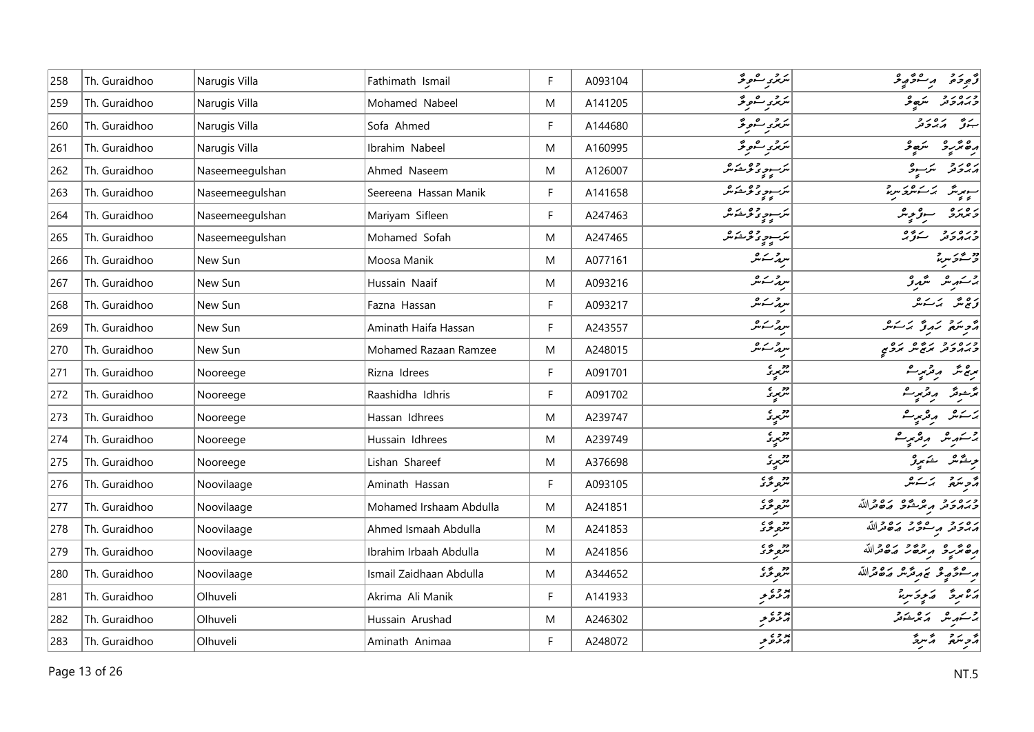| 258 | Th. Guraidhoo | Narugis Villa | Fathimath Ismail | F | A093104 | ނަރުގިސްވިލާ | ފާތިމަތު އިސްމާޢީލް |
|---|---|---|---|---|---|---|---|
| 259 | Th. Guraidhoo | Narugis Villa | Mohamed Nabeel | M | A141205 | ނަރުގިސްވިލާ | މުޙައްމަދު ނަބީލް |
| 260 | Th. Guraidhoo | Narugis Villa | Sofa Ahmed | F | A144680 | ނަރުގިސްވިލާ | ސޯފާ އަޙްމަދު |
| 261 | Th. Guraidhoo | Narugis Villa | Ibrahim Nabeel | M | A160995 | ނަރުގިސްވިލާ | އިބްރާހީމް ނަބީލް |
| 262 | Th. Guraidhoo | Naseemeegulshan | Ahmed Naseem | M | A126007 | ނަސީމީގުލްޝަން | އަޙްމަދު ނަސީމް |
| 263 | Th. Guraidhoo | Naseemeegulshan | Seereena Hassan Manik | F | A141658 | ނަސީމީގުލްޝަން | ސީރީނާ ހަސަންމަނިކު |
| 264 | Th. Guraidhoo | Naseemeegulshan | Mariyam Sifleen | F | A247463 | ނަސީމީގުލްޝަން | މަރިޔަމް ސިފްލީން |
| 265 | Th. Guraidhoo | Naseemeegulshan | Mohamed Sofah | M | A247465 | ނަސީމީގުލްޝަން | މުޙައްމަދު ސަފާޙް |
| 266 | Th. Guraidhoo | New Sun | Moosa Manik | M | A077161 | ނިއުސަން | މޫސާމަނިކު |
| 267 | Th. Guraidhoo | New Sun | Hussain Naaif | M | A093216 | ނިއުސަން | ހުސައިން ނާއިފު |
| 268 | Th. Guraidhoo | New Sun | Fazna Hassan | F | A093217 | ނިއުސަން | ފަޒްނާ ހަސަން |
| 269 | Th. Guraidhoo | New Sun | Aminath Haifa Hassan | F | A243557 | ނިއުސަން | އާމިނަތު ހައިފާ ހަސަން |
| 270 | Th. Guraidhoo | New Sun | Mohamed Razaan Ramzee | M | A248015 | ނިއުސަން | މުޙައްމަދު ރަޒާން ރަމްޒީ |
| 271 | Th. Guraidhoo | Nooreege | Rizna Idrees | F | A091701 | ނޫރީގެ | ރިޒްނާ އިދްރީސް |
| 272 | Th. Guraidhoo | Nooreege | Raashidha Idhris | F | A091702 | ނޫރީގެ | ރާޝިދާ އިދްރީސް |
| 273 | Th. Guraidhoo | Nooreege | Hassan Idhrees | M | A239747 | ނޫރީގެ | ހަސަން އިދްރީސް |
| 274 | Th. Guraidhoo | Nooreege | Hussain Idhrees | M | A239749 | ނޫރީގެ | ހުސައިން އިދްރީސް |
| 275 | Th. Guraidhoo | Nooreege | Lishan Shareef | M | A376698 | ނޫރީގެ | ލިޝާން ޝަރީފް |
| 276 | Th. Guraidhoo | Noovilaage | Aminath Hassan | F | A093105 | ނޫވިލާގެ | އާމިނަތު ހަސަން |
| 277 | Th. Guraidhoo | Noovilaage | Mohamed Irshaam Abdulla | M | A241851 | ނޫވިލާގެ | މުޙައްމަދު އިރްޝާމް އަބްދުﷲ |
| 278 | Th. Guraidhoo | Noovilaage | Ahmed Ismaah Abdulla | M | A241853 | ނޫވިލާގެ | އަޙްމަދު އިސްމާޙް އަބްދުﷲ |
| 279 | Th. Guraidhoo | Noovilaage | Ibrahim Irbaah Abdulla | M | A241856 | ނޫވިލާގެ | އިބްރާހީމް އިރްބާޙް އަބްދުﷲ |
| 280 | Th. Guraidhoo | Noovilaage | Ismail Zaidhaan Abdulla | M | A344652 | ނޫވިލާގެ | އިސްމާޢީލް ޒައިދާން އަބްދުﷲ |
| 281 | Th. Guraidhoo | Olhuveli | Akrima Ali Manik | F | A141933 | އޮޅުވެލި | އަކްރިމާ އަލިމަނިކު |
| 282 | Th. Guraidhoo | Olhuveli | Hussain Arushad | M | A246302 | އޮޅުވެލި | ހުސައިން އަރުޝަދު |
| 283 | Th. Guraidhoo | Olhuveli | Aminath Animaa | F | A248072 | އޮޅުވެލި | އާމިނަތު އަނިމާ |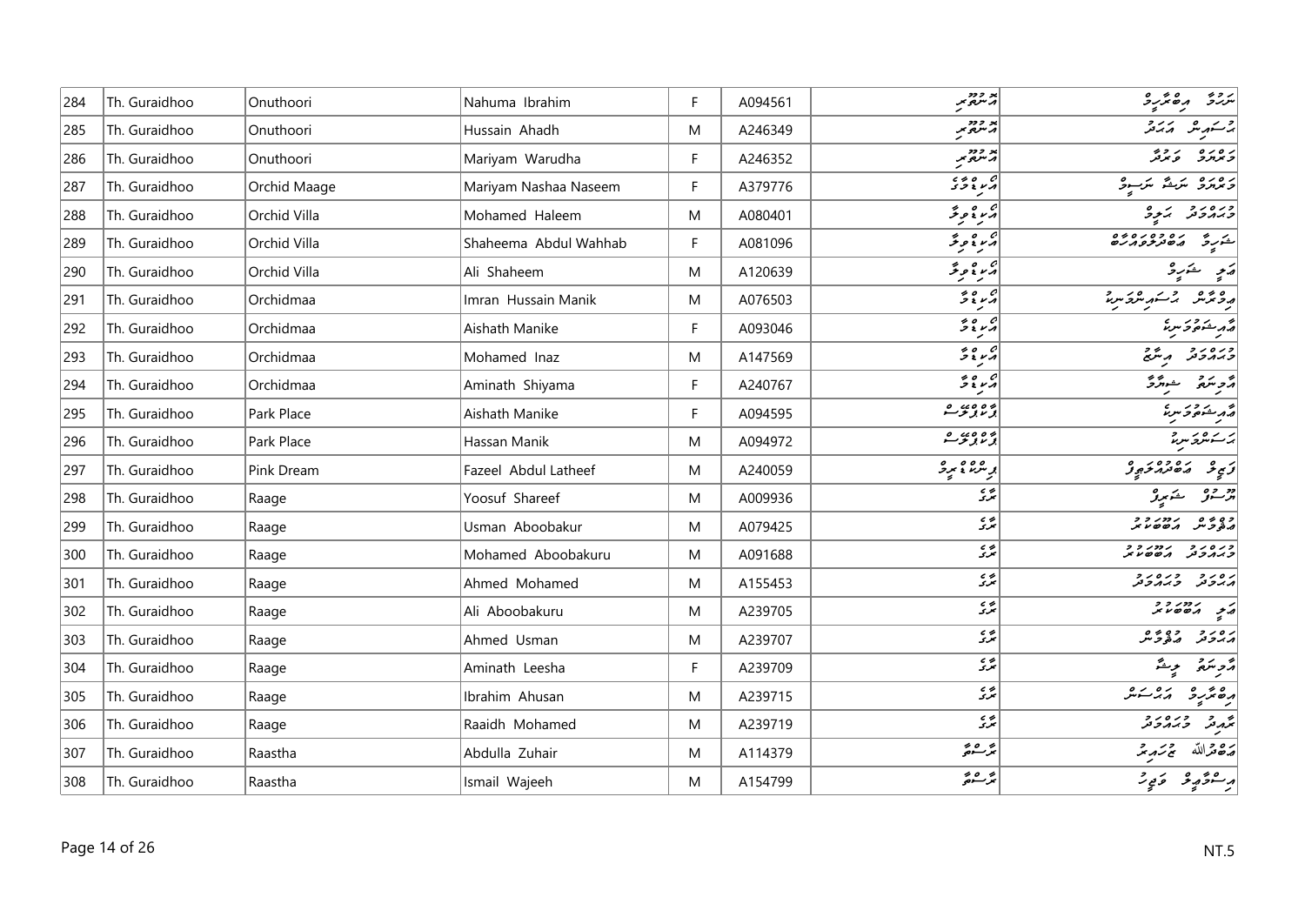| 284 | Th. Guraidhoo | Onuthoori | Nahuma Ibrahim | F | A094561 | އޮނުތޫރި | ނަހުމާ އިބްރާހީމް |
|---|---|---|---|---|---|---|---|
| 285 | Th. Guraidhoo | Onuthoori | Hussain Ahadh | M | A246349 | އޮނުތޫރި | ހުސައިން އަހަދު |
| 286 | Th. Guraidhoo | Onuthoori | Mariyam Warudha | F | A246352 | އޮނުތޫރި | މަރިޔަމް ވަރުދާ |
| 287 | Th. Guraidhoo | Orchid Maage | Mariyam Nashaa Naseem | F | A379776 | އޯކިޑްމާގެ | މަރިޔަމް ނަޝާ ނަސީމް |
| 288 | Th. Guraidhoo | Orchid Villa | Mohamed Haleem | M | A080401 | އޯކިޑްވިލާ | މުހައްމަދު ހަލީމް |
| 289 | Th. Guraidhoo | Orchid Villa | Shaheema Abdul Wahhab | F | A081096 | އޯކިޑްވިލާ | ޝަހީމާ އަބްދުލްވައްހާބް |
| 290 | Th. Guraidhoo | Orchid Villa | Ali Shaheem | M | A120639 | އޯކިޑްވިލާ | އަލި ޝަހީމް |
| 291 | Th. Guraidhoo | Orchidmaa | Imran Hussain Manik | M | A076503 | އޯކިޑްމާ | އިމްރާން ހުސައިންމަނިކު |
| 292 | Th. Guraidhoo | Orchidmaa | Aishath Manike | F | A093046 | އޯކިޑްމާ | އާއިޝަތުމަނިކެ |
| 293 | Th. Guraidhoo | Orchidmaa | Mohamed Inaz | M | A147569 | އޯކިޑްމާ | މުހައްމަދު އިނާޒް |
| 294 | Th. Guraidhoo | Orchidmaa | Aminath Shiyama | F | A240767 | އޯކިޑްމާ | އާމިނަތު ޝިޔާމާ |
| 295 | Th. Guraidhoo | Park Place | Aishath Manike | F | A094595 | ޕާކްޕްލޭސް | އާއިޝަތުމަނިކެ |
| 296 | Th. Guraidhoo | Park Place | Hassan Manik | M | A094972 | ޕާކްޕްލޭސް | ހަސަންމަނިކު |
| 297 | Th. Guraidhoo | Pink Dream | Fazeel Abdul Latheef | M | A240059 | ޕިންކްޑްރީމް | ފަޟީލް އަބްދުއްލަޠީފް |
| 298 | Th. Guraidhoo | Raage | Yoosuf Shareef | M | A009936 | ރާގެ | ޔޫސުފް ޝަރީފް |
| 299 | Th. Guraidhoo | Raage | Usman Aboobakur | M | A079425 | ރާގެ | ޢުثމާން އަބޫބަކުރު |
| 300 | Th. Guraidhoo | Raage | Mohamed Aboobakuru | M | A091688 | ރާގެ | މުހައްމަދު އަބޫބަކުރު |
| 301 | Th. Guraidhoo | Raage | Ahmed Mohamed | M | A155453 | ރާގެ | އަހްމަދު މުހައްމަދު |
| 302 | Th. Guraidhoo | Raage | Ali Aboobakuru | M | A239705 | ރާގެ | އަލި އަބޫބަކުރު |
| 303 | Th. Guraidhoo | Raage | Ahmed Usman | M | A239707 | ރާގެ | އަހްމަދު ޢުثމާން |
| 304 | Th. Guraidhoo | Raage | Aminath Leesha | F | A239709 | ރާގެ | އާމިނަތު ލީޝާ |
| 305 | Th. Guraidhoo | Raage | Ibrahim Ahusan | M | A239715 | ރާގެ | އިބްރާހީމް އަހުސަން |
| 306 | Th. Guraidhoo | Raage | Raaidh Mohamed | M | A239719 | ރާގެ | ރާއިދު މުހައްމަދު |
| 307 | Th. Guraidhoo | Raastha | Abdulla Zuhair | M | A114379 | ރާސްތާ | އަބްދުﷲ ޒުހައިރު |
| 308 | Th. Guraidhoo | Raastha | Ismail Wajeeh | M | A154799 | ރާސްތާ | އިސްމާއީލް ވަޖީހު |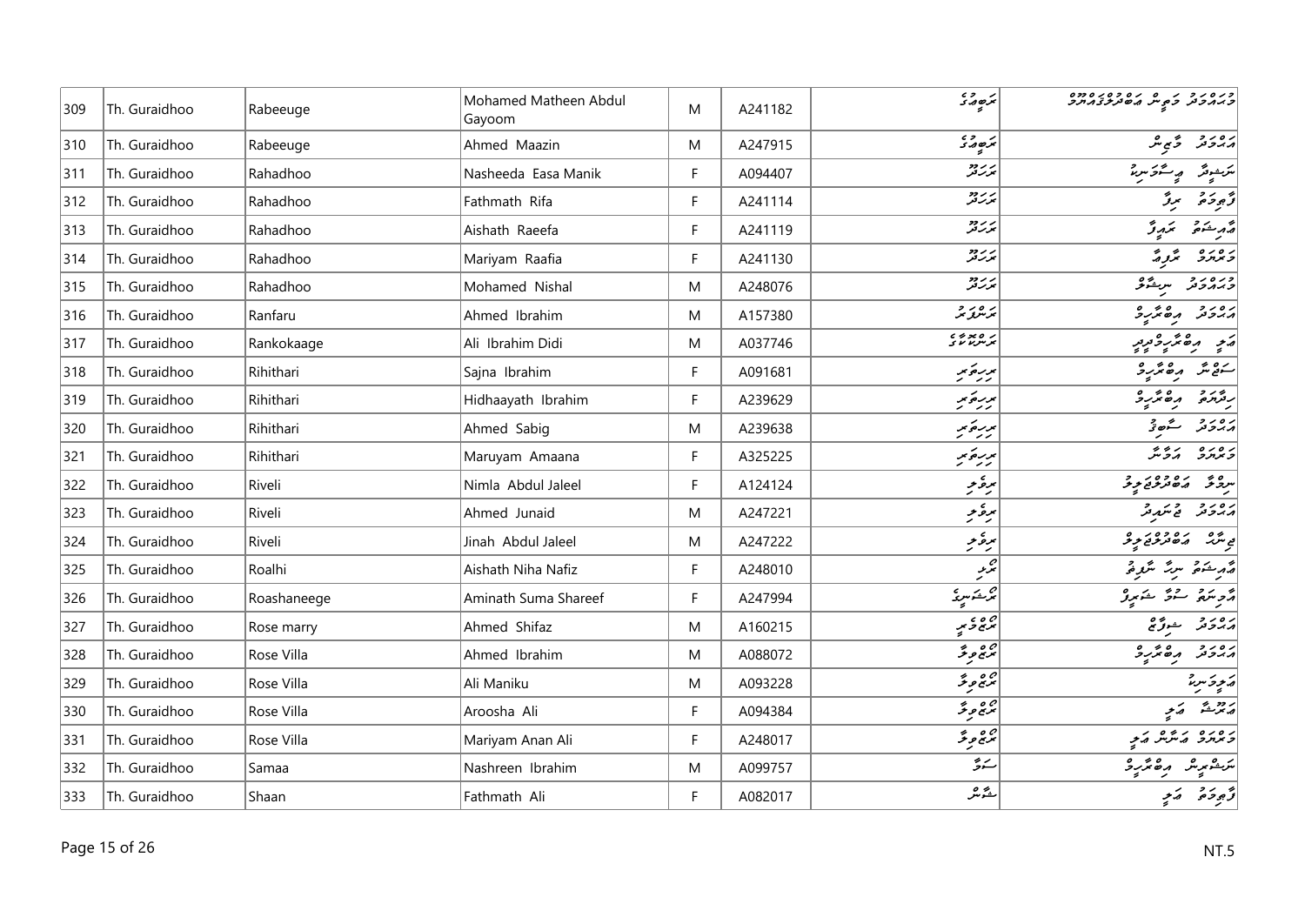| 309 | Th. Guraidhoo | Rabeeuge | Mohamed Matheen Abdul Gayoom | M | A241182 | ރަބީއުގެ | މުހައްމަދު މަތީން އަބްދުލްޤައްޔޫމް |
|---|---|---|---|---|---|---|---|
| 310 | Th. Guraidhoo | Rabeeuge | Ahmed Maazin | M | A247915 | ރަބީއުގެ | އަޙްމަދު މާޒިން |
| 311 | Th. Guraidhoo | Rahadhoo | Nasheeda Easa Manik | F | A094407 | ރަހަދޫ | ނަޝީދާ ޢީސާމަނިކު |
| 312 | Th. Guraidhoo | Rahadhoo | Fathmath Rifa | F | A241114 | ރަހަދޫ | ފާތިމަތު ރިފާ |
| 313 | Th. Guraidhoo | Rahadhoo | Aishath Raeefa | F | A241119 | ރަހަދޫ | އާއިޝަތު ރަޢީފާ |
| 314 | Th. Guraidhoo | Rahadhoo | Mariyam Raafia | F | A241130 | ރަހަދޫ | މަރިޔަމް ރާފިޢާ |
| 315 | Th. Guraidhoo | Rahadhoo | Mohamed Nishal | M | A248076 | ރަހަދޫ | މުހައްމަދު ނިޝާލް |
| 316 | Th. Guraidhoo | Ranfaru | Ahmed Ibrahim | M | A157380 | ރަންފަރު | އަޙްމަދު އިބްރާހީމް |
| 317 | Th. Guraidhoo | Rankokaage | Ali Ibrahim Didi | M | A037746 | ރަންކޮކާގެ | އަލި އިބްރާހީމްދީދީ |
| 318 | Th. Guraidhoo | Rihithari | Sajna Ibrahim | F | A091681 | ރިހިތަރި | ސަޖްނާ އިބްރާހީމް |
| 319 | Th. Guraidhoo | Rihithari | Hidhaayath Ibrahim | F | A239629 | ރިހިތަރި | ހިދާޔަތު އިބްރާހީމް |
| 320 | Th. Guraidhoo | Rihithari | Ahmed Sabig | M | A239638 | ރިހިތަރި | އަޙްމަދު ސާބިގު |
| 321 | Th. Guraidhoo | Rihithari | Maruyam Amaana | F | A325225 | ރިހިތަރި | މަރުޔަމް އަމާނާ |
| 322 | Th. Guraidhoo | Riveli | Nimla Abdul Jaleel | F | A124124 | ރިވެލި | ނިމްލާ އަބްދުލްޖަލީލް |
| 323 | Th. Guraidhoo | Riveli | Ahmed Junaid | M | A247221 | ރިވެލި | އަޙްމަދު ޖުނައިދު |
| 324 | Th. Guraidhoo | Riveli | Jinah Abdul Jaleel | M | A247222 | ރިވެލި | ޖިނާހް އަބްދުލްޖަލީލް |
| 325 | Th. Guraidhoo | Roalhi | Aishath Niha Nafiz | F | A248010 | ރޯޅި | އާއިޝަތު ނިހާ ނާފިޒު |
| 326 | Th. Guraidhoo | Roashaneege | Aminath Suma Shareef | F | A247994 | ރޯޝަނީގެ | އާމިނަތު ސުމާ ޝަރީފް |
| 327 | Th. Guraidhoo | Rose marry | Ahmed Shifaz | M | A160215 | ރޯޒްމެރީ | އަޙްމަދު ޝިފާޒު |
| 328 | Th. Guraidhoo | Rose Villa | Ahmed Ibrahim | M | A088072 | ރޯޒްވިލާ | އަޙްމަދު އިބްރާހީމް |
| 329 | Th. Guraidhoo | Rose Villa | Ali Maniku | M | A093228 | ރޯޒްވިލާ | އަލިމަނިކު |
| 330 | Th. Guraidhoo | Rose Villa | Aroosha Ali | F | A094384 | ރޯޒްވިލާ | އަރޫޝާ އަލި |
| 331 | Th. Guraidhoo | Rose Villa | Mariyam Anan Ali | F | A248017 | ރޯޒްވިލާ | މަރިޔަމް އަނާން އަލި |
| 332 | Th. Guraidhoo | Samaa | Nashreen Ibrahim | M | A099757 | ސަމާ | ނަޝްރީން އިބްރާހީމް |
| 333 | Th. Guraidhoo | Shaan | Fathmath Ali | F | A082017 | ޝާން | ފާތިމަތު އަލި |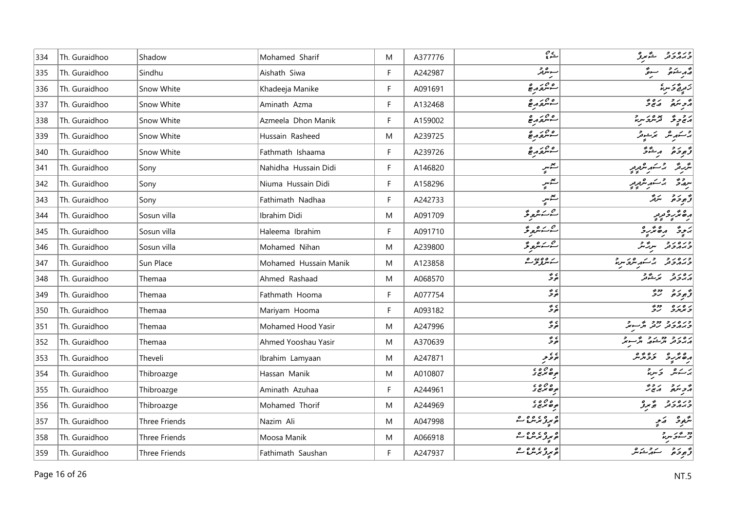| 334 | Th. Guraidhoo | Shadow | Mohamed Sharif | M | A377776 | ޝެޑޯ | މުހައްމަދު ޝާރިފު |
|---|---|---|---|---|---|---|---|
| 335 | Th. Guraidhoo | Sindhu | Aishath Siwa | F | A242987 | ސިންދޫ | އައިޝަތު ސިވާ |
| 336 | Th. Guraidhoo | Snow White | Khadeeja Manike | F | A091691 | ސްނޯވައިޓް | ހަދީޖާމަނިކެ |
| 337 | Th. Guraidhoo | Snow White | Aminath Azma | F | A132468 | ސްނޯވައިޓް | އާމިނަތު އަޒްމާ |
| 338 | Th. Guraidhoo | Snow White | Azmeela Dhon Manik | F | A159002 | ސްނޯވައިޓް | އަޒްމީލާ ދޮންމަނިކު |
| 339 | Th. Guraidhoo | Snow White | Hussain Rasheed | M | A239725 | ސްނޯވައިޓް | ހުސައިން ރަޝީދު |
| 340 | Th. Guraidhoo | Snow White | Fathmath Ishaama | F | A239726 | ސްނޯވައިޓް | ފާތިމަތު އިޝާމާ |
| 341 | Th. Guraidhoo | Sony | Nahidha Hussain Didi | F | A146820 | ސޯނީ | ނާހިދާ ހުސައިންދީދީ |
| 342 | Th. Guraidhoo | Sony | Niuma Hussain Didi | F | A158296 | ސޯނީ | ނިޢުމާ ހުސައިންދީދީ |
| 343 | Th. Guraidhoo | Sony | Fathimath Nadhaa | F | A242733 | ސޯނީ | ފާތިމަތު ނަދާ |
| 344 | Th. Guraidhoo | Sosun villa | Ibrahim Didi | M | A091709 | ސޯސަންވިލާ | އިބްރާހިމްދީދީ |
| 345 | Th. Guraidhoo | Sosun villa | Haleema Ibrahim | F | A091710 | ސޯސަންވިލާ | ހަލީމާ އިބްރާހިމް |
| 346 | Th. Guraidhoo | Sosun villa | Mohamed Nihan | M | A239800 | ސޯސަންވިލާ | މުހައްމަދު ނިހާން |
| 347 | Th. Guraidhoo | Sun Place | Mohamed Hussain Manik | M | A123858 | ސަންޕްލޭސް | މުހައްމަދު ހުސައިންމަނިކު |
| 348 | Th. Guraidhoo | Themaa | Ahmed Rashaad | M | A068570 | ތެމާ | އަހްމަދު ރަޝާދު |
| 349 | Th. Guraidhoo | Themaa | Fathmath Hooma | F | A077754 | ތެމާ | ފާތިމަތު ހޫމާ |
| 350 | Th. Guraidhoo | Themaa | Mariyam Hooma | F | A093182 | ތެމާ | މަރިޔަމް ހޫމާ |
| 351 | Th. Guraidhoo | Themaa | Mohamed Hood Yasir | M | A247996 | ތެމާ | މުހައްމަދު ހޫދު ޔާސިރު |
| 352 | Th. Guraidhoo | Themaa | Ahmed Yooshau Yasir | M | A370639 | ތެމާ | އަހްމަދު ޔޫޝަޢު ޔާސިރު |
| 353 | Th. Guraidhoo | Theveli | Ibrahim Lamyaan | M | A247871 | ތެވެލި | އިބްރާހިމް ލަމްޔާން |
| 354 | Th. Guraidhoo | Thibroazge | Hassan Manik | M | A010807 | ތިބްރޯޒްގެ | ހަސަން މަނިކު |
| 355 | Th. Guraidhoo | Thibroazge | Aminath Azuhaa | F | A244961 | ތިބްރޯޒްގެ | އާމިނަތު އަޒުހާ |
| 356 | Th. Guraidhoo | Thibroazge | Mohamed Thorif | M | A244969 | ތިބްރޯޒްގެ | މުހައްމަދު ޠާރިފު |
| 357 | Th. Guraidhoo | Three Friends | Nazim Ali | M | A047998 | ތްރީފްރެންޑްސް | ނާޒިމް އަލި |
| 358 | Th. Guraidhoo | Three Friends | Moosa Manik | M | A066918 | ތްރީފްރެންޑްސް | މޫސާމަނިކު |
| 359 | Th. Guraidhoo | Three Friends | Fathimath Saushan | F | A247937 | ތްރީފްރެންޑްސް | ފާތިމަތު ސައުޝަން |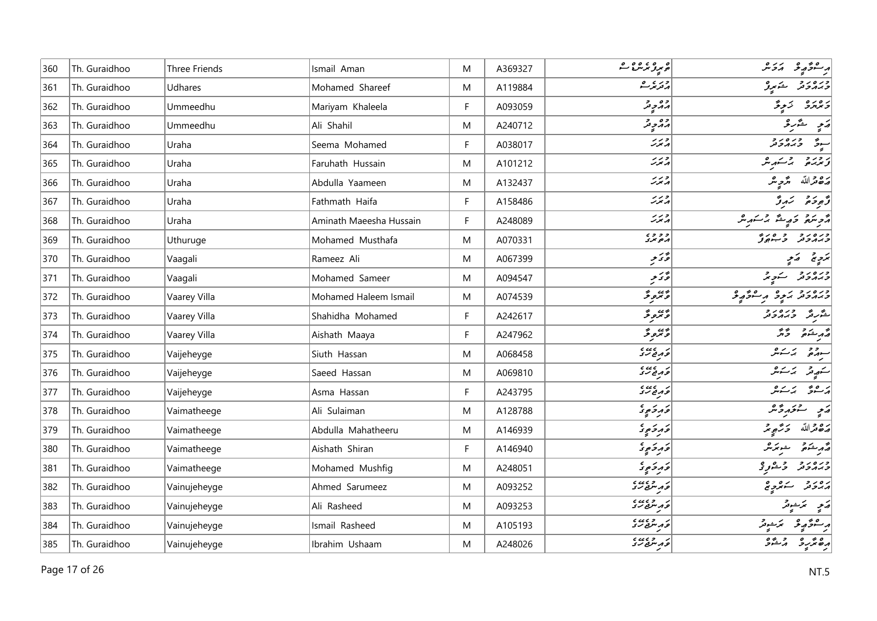| 360 | Th. Guraidhoo | Three Friends | Ismail Aman | M | A369327 | ތްރީފްރެންޑްސް | އިސްމާއިލް އަމަން |
|---|---|---|---|---|---|---|---|
| 361 | Th. Guraidhoo | Udhares | Mohamed Shareef | M | A119884 | އުދަރެސް | މުހައްމަދު ޝަރީފު |
| 362 | Th. Guraidhoo | Ummeedhu | Mariyam Khaleela | F | A093059 | އުއްމީދު | މަރްޔަމް ޚަލީލާ |
| 363 | Th. Guraidhoo | Ummeedhu | Ali Shahil | M | A240712 | އުއްމީދު | އަލި ޝާހިލް |
| 364 | Th. Guraidhoo | Uraha | Seema Mohamed | F | A038017 | އުރަހަ | ސީމާ މުހައްމަދު |
| 365 | Th. Guraidhoo | Uraha | Faruhath Hussain | M | A101212 | އުރަހަ | ފަރުހަތު ހުސައިން |
| 366 | Th. Guraidhoo | Uraha | Abdulla Yaameen | M | A132437 | އުރަހަ | އަބްދުﷲ ޔާމީން |
| 367 | Th. Guraidhoo | Uraha | Fathmath Haifa | F | A158486 | އުރަހަ | ފާތިމަތުހައިފާ |
| 368 | Th. Guraidhoo | Uraha | Aminath Maeesha Hussain | F | A248089 | އުރަހަ | އާމިނަތު މައީޝާ ހުސައިން |
| 369 | Th. Guraidhoo | Uthuruge | Mohamed Musthafa | M | A070331 | އުތުރުގެ | މުހައްމަދު މުސްތަފާ |
| 370 | Th. Guraidhoo | Vaagali | Rameez Ali | M | A067399 | ވާގަލި | ރަމީޒު އަލި |
| 371 | Th. Guraidhoo | Vaagali | Mohamed Sameer | M | A094547 | ވާގަލި | މުހައްމަދު ސަމީރު |
| 372 | Th. Guraidhoo | Vaarey Villa | Mohamed Haleem Ismail | M | A074539 | ވާރޭވިލާ | މުހައްމަދު ހަލީމް އިސްމާއިލް |
| 373 | Th. Guraidhoo | Vaarey Villa | Shahidha Mohamed | F | A242617 | ވާރޭވިލާ | ޝާހިދާ މުހައްމަދު |
| 374 | Th. Guraidhoo | Vaarey Villa | Aishath Maaya | F | A247962 | ވާރޭވިލާ | އާއިޝަތު މާޔާ |
| 375 | Th. Guraidhoo | Vaijeheyge | Siuth Hassan | M | A068458 | ވައިޖެހޭގެ | ސިއުތު ހަސަން |
| 376 | Th. Guraidhoo | Vaijeheyge | Saeed Hassan | M | A069810 | ވައިޖެހޭގެ | ސަޢީދު ހަސަން |
| 377 | Th. Guraidhoo | Vaijeheyge | Asma Hassan | F | A243795 | ވައިޖެހޭގެ | އަސްމާ ހަސަން |
| 378 | Th. Guraidhoo | Vaimatheege | Ali Sulaiman | M | A128788 | ވައިމަތީގެ | އަލި ސުލައިމާން |
| 379 | Th. Guraidhoo | Vaimatheege | Abdulla Mahatheeru | M | A146939 | ވައިމަތީގެ | އަބްދުﷲ މަހާތީރު |
| 380 | Th. Guraidhoo | Vaimatheege | Aishath Shiran | F | A146940 | ވައިމަތީގެ | އާއިޝަތު ޝިރަން |
| 381 | Th. Guraidhoo | Vaimatheege | Mohamed Mushfig | M | A248051 | ވައިމަތީގެ | މުހައްމަދު މުޝްފިގު |
| 382 | Th. Guraidhoo | Vainujeheyge | Ahmed Sarumeez | M | A093252 | ވައިނުޖެހޭގެ | އަހްމަދު ސަރުމީޒު |
| 383 | Th. Guraidhoo | Vainujeheyge | Ali Rasheed | M | A093253 | ވައިނުޖެހޭގެ | އަލި ރަޝީދު |
| 384 | Th. Guraidhoo | Vainujeheyge | Ismail Rasheed | M | A105193 | ވައިނުޖެހޭގެ | އިސްމާއިލް ރަޝީދު |
| 385 | Th. Guraidhoo | Vainujeheyge | Ibrahim Ushaam | M | A248026 | ވައިނުޖެހޭގެ | އިބްރާހިމް އުޝާމް |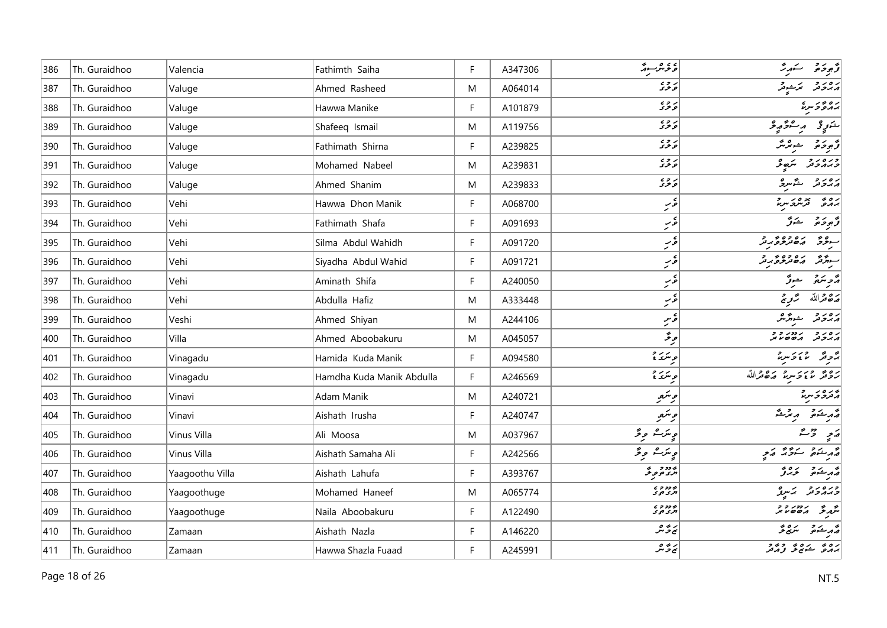| 386 | Th. Guraidhoo | Valencia | Fathimth Saiha | F | A347306 | ޮވެލެންސިއާ | ފާތިމަތު ސައިހާ |
|---|---|---|---|---|---|---|---|
| 387 | Th. Guraidhoo | Valuge | Ahmed Rasheed | M | A064014 | ވަލުގެ | އަޙްމަދު ރަޝީދު |
| 388 | Th. Guraidhoo | Valuge | Hawwa Manike | F | A101879 | ވަލުގެ | ހައްވާމަނިކެ |
| 389 | Th. Guraidhoo | Valuge | Shafeeq Ismail | M | A119756 | ވަލުގެ | ޝަފީޤު އިސްމާޢީލު |
| 390 | Th. Guraidhoo | Valuge | Fathimath Shirna | F | A239825 | ވަލުގެ | ފާތިމަތު ޝިރްނާ |
| 391 | Th. Guraidhoo | Valuge | Mohamed Nabeel | M | A239831 | ވަލުގެ | މުޙައްމަދު ނަބީލް |
| 392 | Th. Guraidhoo | Valuge | Ahmed Shanim | M | A239833 | ވަލުގެ | އަޙްމަދު ޝާނިމް |
| 393 | Th. Guraidhoo | Vehi | Hawwa Dhon Manik | F | A068700 | ވެހި | ހައްވާ ދޮންމަނިކު |
| 394 | Th. Guraidhoo | Vehi | Fathimath Shafa | F | A091693 | ވެހި | ފާތިމަތު ޝަފާ |
| 395 | Th. Guraidhoo | Vehi | Silma Abdul Wahidh | F | A091720 | ވެހި | ސިލްމާ އަބްދުލްވާހިދު |
| 396 | Th. Guraidhoo | Vehi | Siyadha Abdul Wahid | F | A091721 | ވެހި | ސިޔާދާ އަބްދުލްވާހިދު |
| 397 | Th. Guraidhoo | Vehi | Aminath Shifa | F | A240050 | ވެހި | އާމިނަތު ޝިފާ |
| 398 | Th. Guraidhoo | Vehi | Abdulla Hafiz | M | A333448 | ވެހި | އަބްދުﷲ ހާފިޒު |
| 399 | Th. Guraidhoo | Veshi | Ahmed Shiyan | M | A244106 | ވެޝި | އަޙްމަދު ޝިޔާން |
| 400 | Th. Guraidhoo | Villa | Ahmed Aboobakuru | M | A045057 | ވިލާ | އަޙްމަދު އަބޫބަކުރު |
| 401 | Th. Guraidhoo | Vinagadu | Hamida Kuda Manik | F | A094580 | ވިނަގަޑު | ހާމިދާ ކުޑަމަނިކު |
| 402 | Th. Guraidhoo | Vinagadu | Hamdha Kuda Manik Abdulla | F | A246569 | ވިނަގަޑު | ހަމްދާ ކުޑަމަނިކު އަބްދުﷲ |
| 403 | Th. Guraidhoo | Vinavi | Adam Manik | M | A240721 | ވިނަވި | އާދަމްމަނިކު |
| 404 | Th. Guraidhoo | Vinavi | Aishath Irusha | F | A240747 | ވިނަވި | އައިޝަތު އިރުޝާ |
| 405 | Th. Guraidhoo | Vinus Villa | Ali Moosa | M | A037967 | ވީނަސް ވިލާ | އަލި މޫސާ |
| 406 | Th. Guraidhoo | Vinus Villa | Aishath Samaha Ali | F | A242566 | ވީނަސް ވިލާ | އައިޝަތު ސަމާޙާ އަލި |
| 407 | Th. Guraidhoo | Yaagoothu Villa | Aishath Lahufa | F | A393767 | ޔާގޫތުވިލާ | އައިޝަތު ލަހުފާ |
| 408 | Th. Guraidhoo | Yaagoothuge | Mohamed Haneef | M | A065774 | ޔާގޫތުގެ | މުޙައްމަދު ހަނީފު |
| 409 | Th. Guraidhoo | Yaagoothuge | Naila Aboobakuru | F | A122490 | ޔާގޫތުގެ | ނާއިލާ އަބޫބަކުރު |
| 410 | Th. Guraidhoo | Zamaan | Aishath Nazla | F | A146220 | ޒަމާން | އައިޝަތު ނަޒްލާ |
| 411 | Th. Guraidhoo | Zamaan | Hawwa Shazla Fuaad | F | A245991 | ޒަމާން | ހައްވާ ޝަޒްލާ ފުއާދު |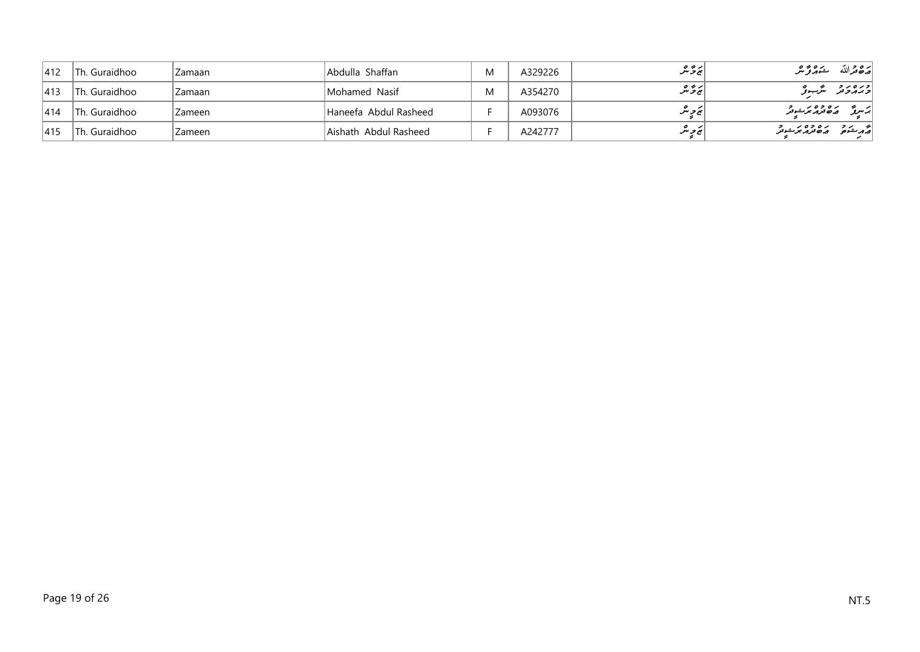| 412 | Th. Guraidhoo | Zamaan | Abdulla Shaffan | M | A329226 | ޒަމާން | އަބްދުﷲ ޝައްފާން |
|---|---|---|---|---|---|---|---|
| 413 | Th. Guraidhoo | Zamaan | Mohamed Nasif | M | A354270 | ޒަމާން | މުޙައްމަދު ނާސިފު |
| 414 | Th. Guraidhoo | Zameen | Haneefa Abdul Rasheed | F | A093076 | ޒަމީން | ހަނީފާ އަބްދުއްރަޝީދު |
| 415 | Th. Guraidhoo | Zameen | Aishath Abdul Rasheed | F | A242777 | ޒަމީން | އާއިޝަތު އަބްދުއްރަޝީދު |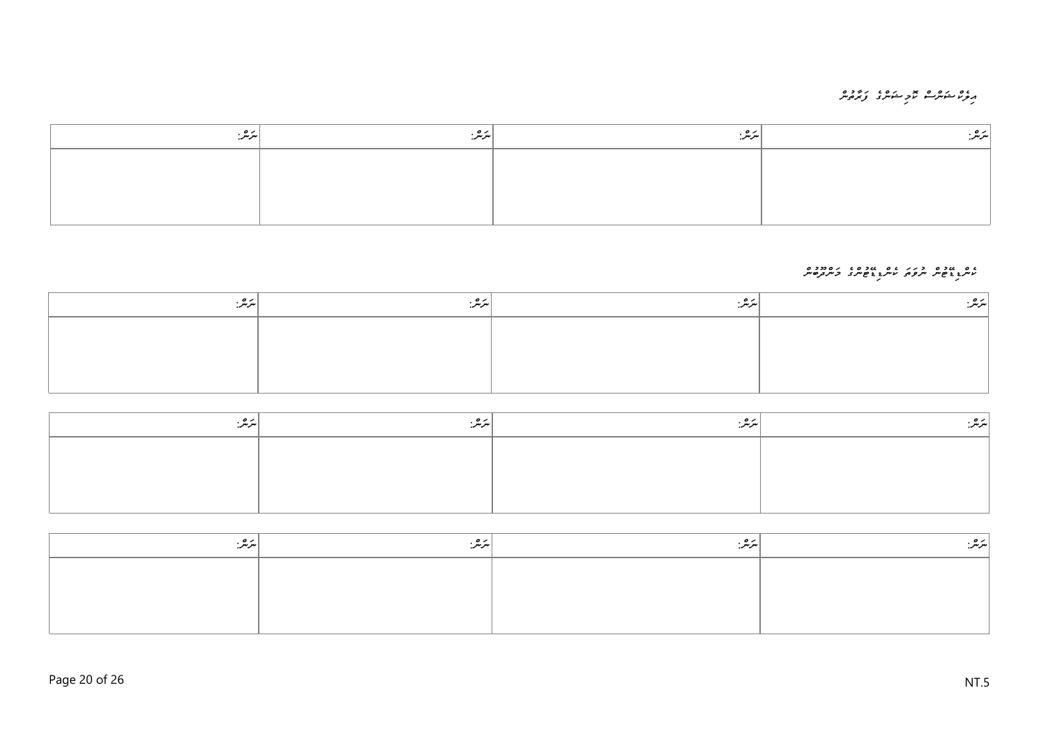# އިލެކްޝަންސް ކޮމިޝަނުގެ ފަރާތުން

| ނަަން: | ނަަން: | ނަަން: | ނަަން: |
|---|---|---|---|
| | | | |

## ކެންޑިޑޭޓުން ނެގުމަށް ކެންޑިޑޭޓުންގެ މަންދޫބުން

| ނަަން: | ނަަން: | ނަަން: | ނަަން: |
|---|---|---|---|
| | | | |

| ނަަން: | ނަަން: | ނަަން: | ނަަން: |
|---|---|---|---|
| | | | |

| ނަަން: | ނަަން: | ނަަން: | ނަަން: |
|---|---|---|---|
| | | | |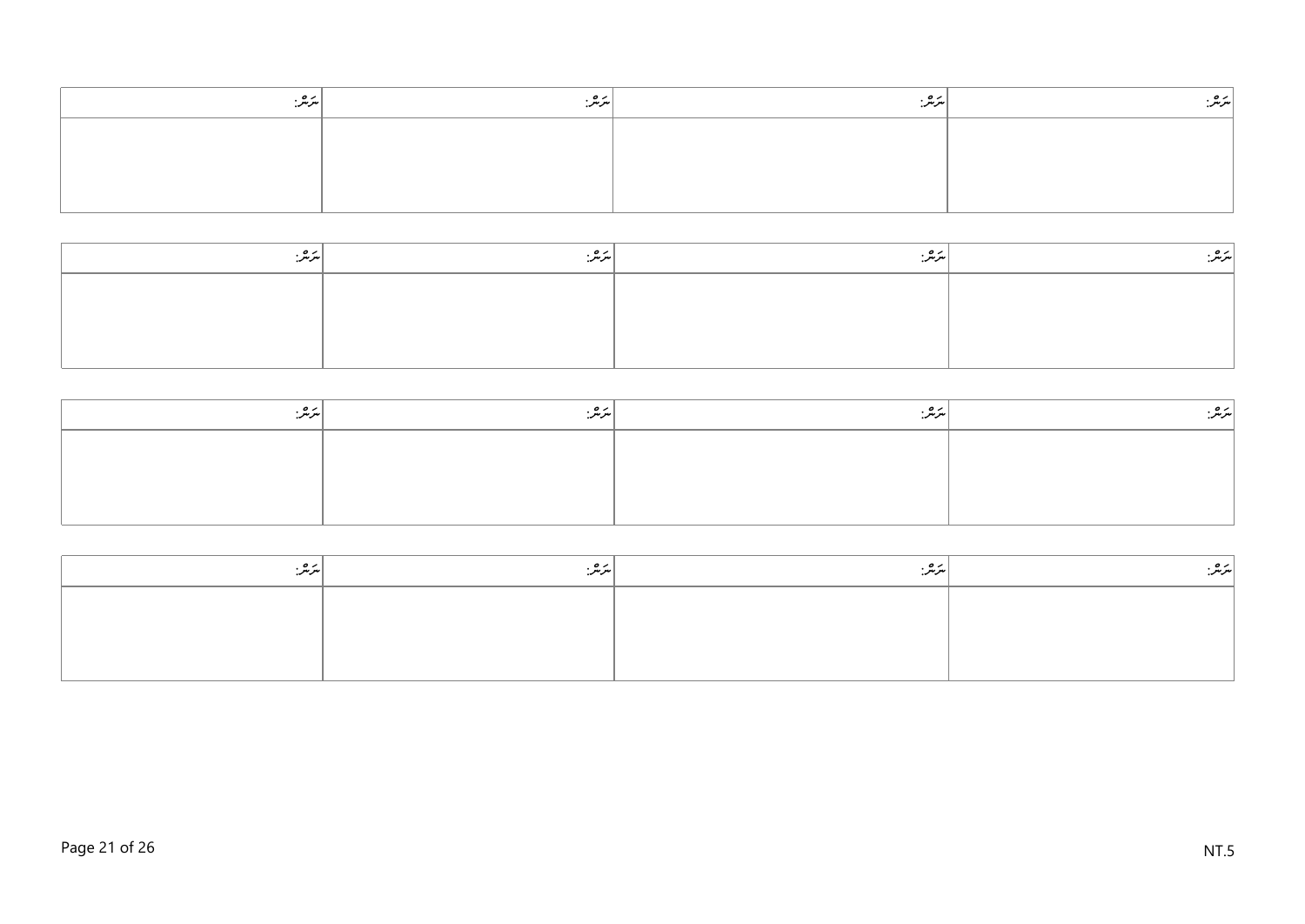| ނަރަދު: | ނަރަދު: | ނަރަދު: | ނަރަދު: |
| --- | --- | --- | --- |
| | | | |

| ނަރަދު: | ނަރަދު: | ނަރަދު: | ނަރަދު: |
| --- | --- | --- | --- |
| | | | |

| ނަރަދު: | ނަރަދު: | ނަރަދު: | ނަރަދު: |
| --- | --- | --- | --- |
| | | | |

| ނަރަދު: | ނަރަދު: | ނަރަދު: | ނަރަދު: |
| --- | --- | --- | --- |
| | | | |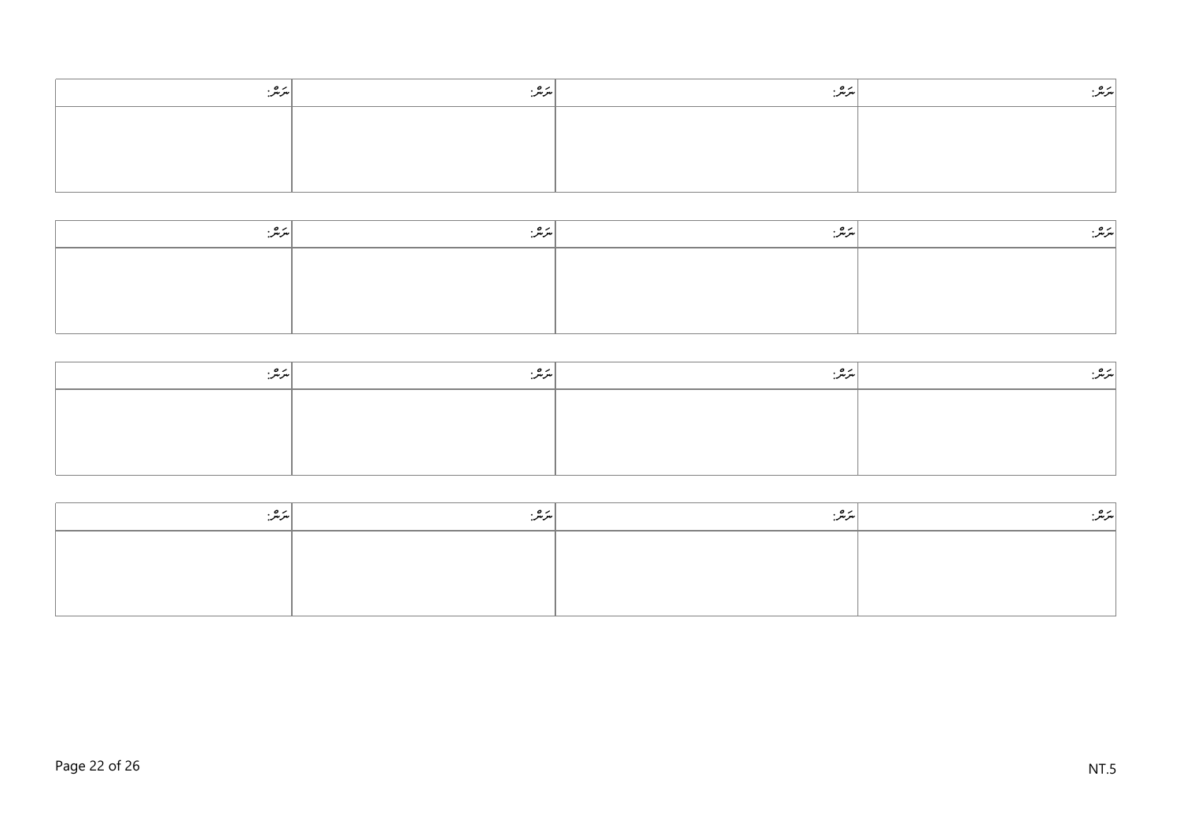| ނަރަދ: | ނަރަދ: | ނަރަދ: | ނަރަދ: |
| --- | --- | --- | --- |
| | | | |

| ނަރަދ: | ނަރަދ: | ނަރަދ: | ނަރަދ: |
| --- | --- | --- | --- |
| | | | |

| ނަރަދ: | ނަރަދ: | ނަރަދ: | ނަރަދ: |
| --- | --- | --- | --- |
| | | | |

| ނަރަދ: | ނަރަދ: | ނަރަދ: | ނަރަދ: |
| --- | --- | --- | --- |
| | | | |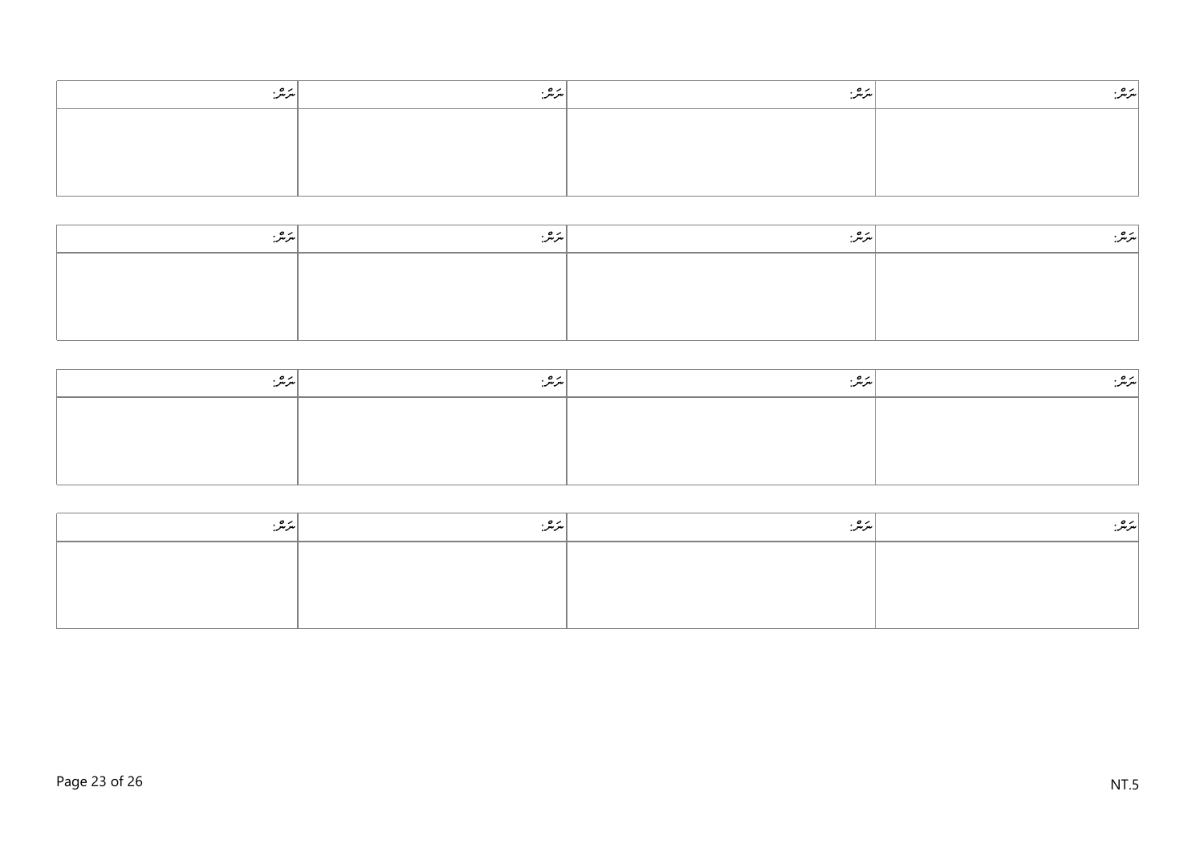| ސަރަޙ: | ސަރަޙ: | ސަރަޙ: | ސަރަޙ: |
|---|---|---|---|
| | | | |

| ސަރަޙ: | ސަރަޙ: | ސަރަޙ: | ސަރަޙ: |
|---|---|---|---|
| | | | |

| ސަރަޙ: | ސަރަޙ: | ސަރަޙ: | ސަރަޙ: |
|---|---|---|---|
| | | | |

| ސަރަޙ: | ސަރަޙ: | ސަރަޙ: | ސަރަޙ: |
|---|---|---|---|
| | | | |

NT.5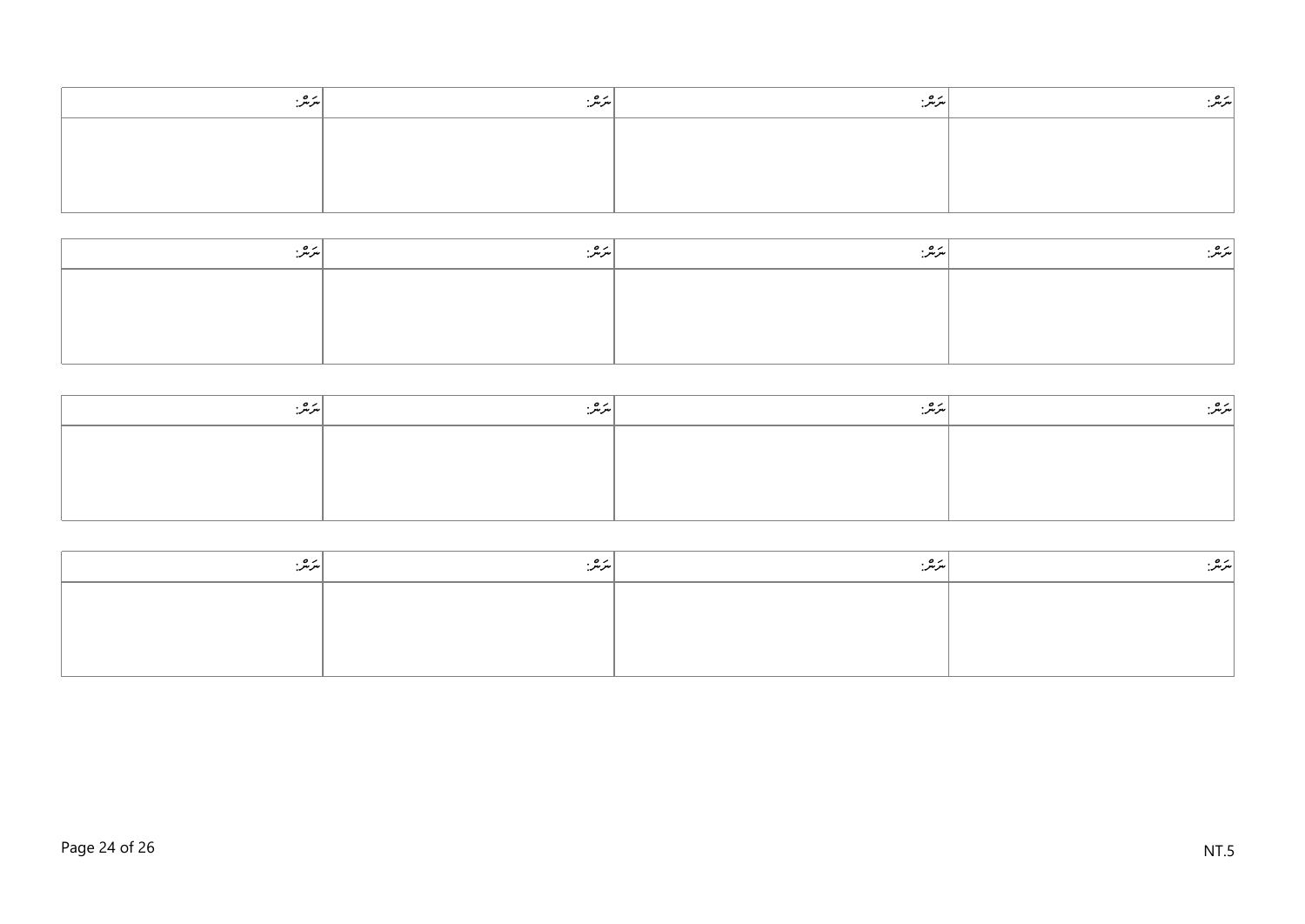| ނަަމް: | ނަަމް: | ނަަމް: | ނަަމް: |
| --- | --- | --- | --- |
| | | | |

| ނަަމް: | ނަަމް: | ނަަމް: | ނަަމް: |
| --- | --- | --- | --- |
| | | | |

| ނަަމް: | ނަަމް: | ނަަމް: | ނަަމް: |
| --- | --- | --- | --- |
| | | | |

| ނަަމް: | ނަަމް: | ނަަމް: | ނަަމް: |
| --- | --- | --- | --- |
| | | | |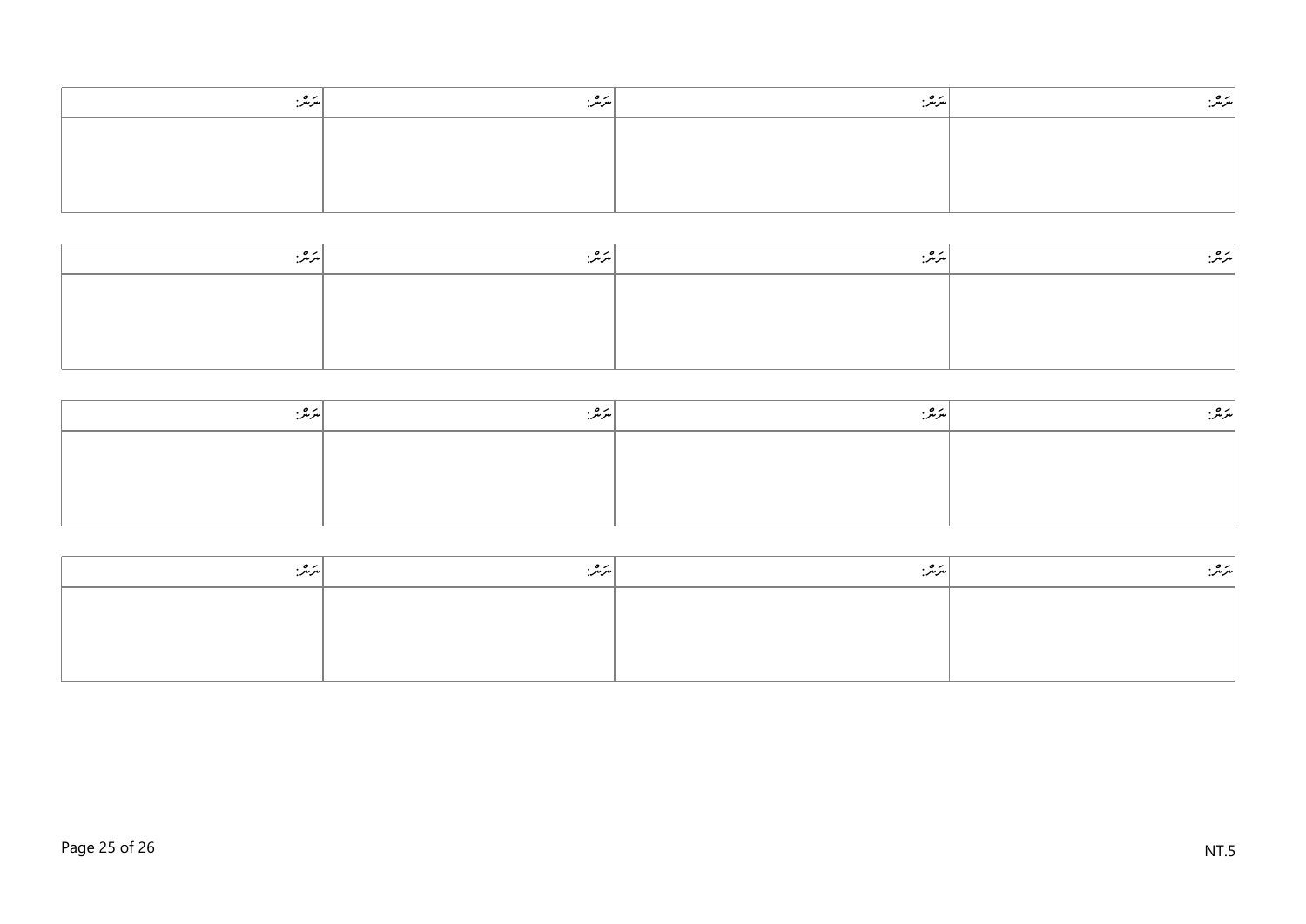| ނަރުދ: | ނަރުދ: | ނަރުދ: | ނަރުދ: |
| --- | --- | --- | --- |
| | | | |

| ނަރުދ: | ނަރުދ: | ނަރުދ: | ނަރުދ: |
| --- | --- | --- | --- |
| | | | |

| ނަރުދ: | ނަރުދ: | ނަރުދ: | ނަރުދ: |
| --- | --- | --- | --- |
| | | | |

| ނަރުދ: | ނަރުދ: | ނަރުދ: | ނަރުދ: |
| --- | --- | --- | --- |
| | | | |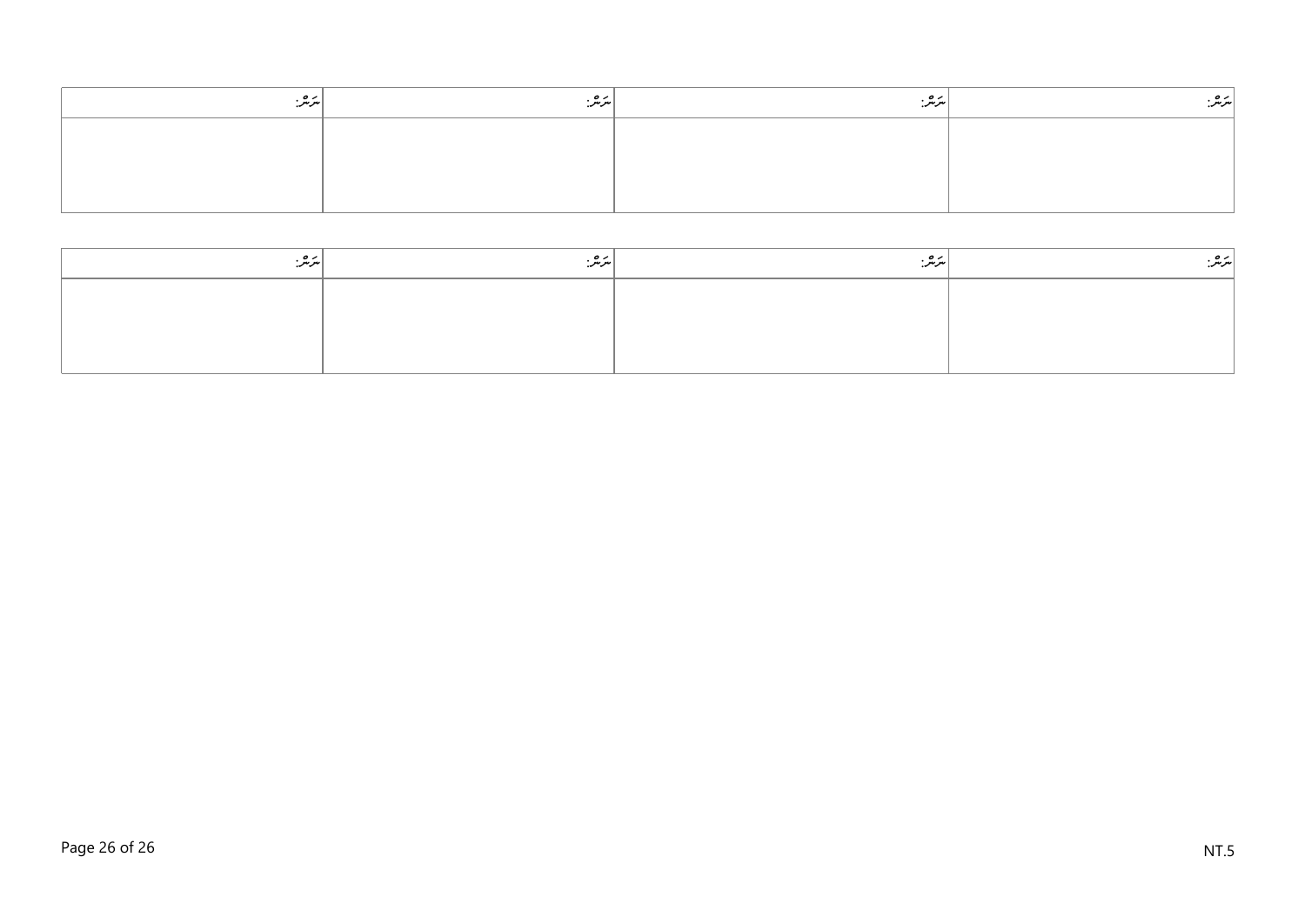| ނަންބަރު: | ނަންބަރު: | ނަންބަރު: | ނަންބަރު: |
| --- | --- | --- | --- |
| | | | |

| ނަންބަރު: | ނަންބަރު: | ނަންބަރު: | ނަންބަރު: |
| --- | --- | --- | --- |
| | | | |